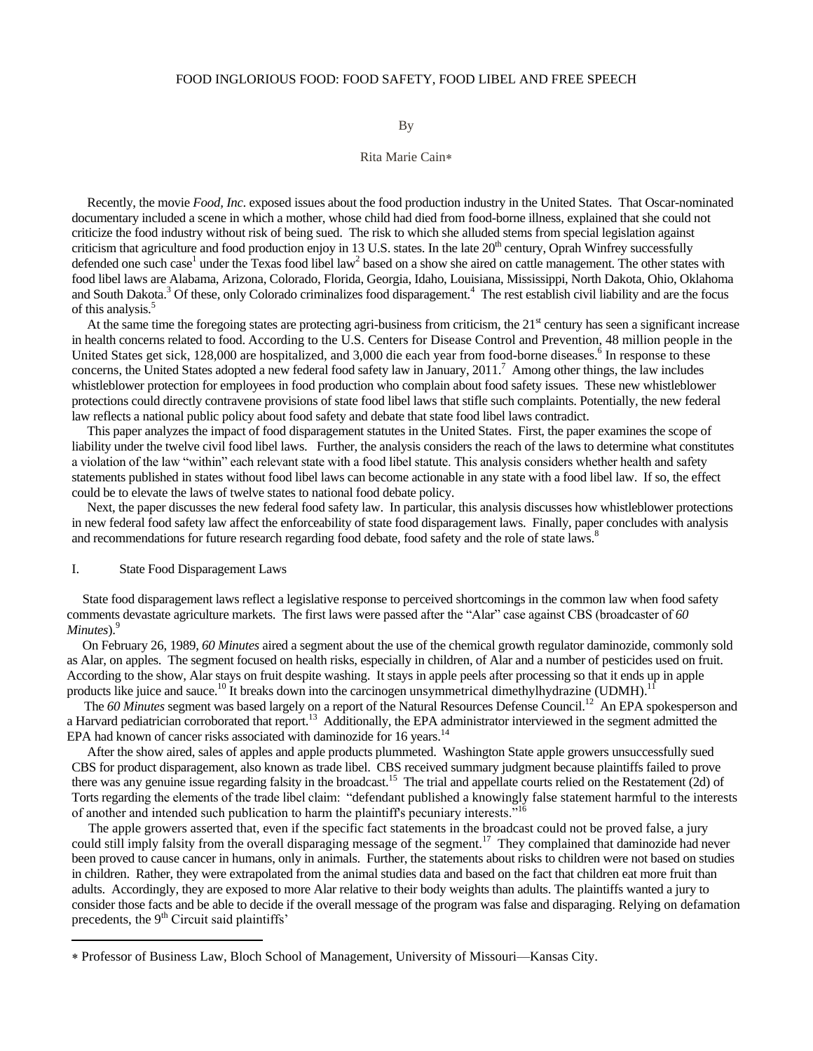# FOOD INGLORIOUS FOOD: FOOD SAFETY, FOOD LIBEL AND FREE SPEECH

By

Rita Marie Cain∗

Recently, the movie *Food, Inc.* exposed issues about the food production industry in the United States. That Oscar-nominated documentary included a scene in which a mother, whose child had died from food-borne illness, explained that she could not criticize the food industry without risk of being sued. The risk to which she alluded stems from special legislation against criticism that agriculture and food production enjoy in 13 U.S. states. In the late 20th century, Oprah Winfrey successfully defended one such case[1] under the Texas food libel law[2] based on a show she aired on cattle management. The other states with food libel laws are Alabama, Arizona, Colorado, Florida, Georgia, Idaho, Louisiana, Mississippi, North Dakota, Ohio, Oklahoma and South Dakota.[3] Of these, only Colorado criminalizes food disparagement.[4] The rest establish civil liability and are the focus of this analysis.[5]

At the same time the foregoing states are protecting agri-business from criticism, the 21st century has seen a significant increase in health concerns related to food. According to the U.S. Centers for Disease Control and Prevention, 48 million people in the United States get sick, 128,000 are hospitalized, and 3,000 die each year from food-borne diseases.[6] In response to these concerns, the United States adopted a new federal food safety law in January, 2011.[7] Among other things, the law includes whistleblower protection for employees in food production who complain about food safety issues. These new whistleblower protections could directly contravene provisions of state food libel laws that stifle such complaints. Potentially, the new federal law reflects a national public policy about food safety and debate that state food libel laws contradict.

This paper analyzes the impact of food disparagement statutes in the United States. First, the paper examines the scope of liability under the twelve civil food libel laws. Further, the analysis considers the reach of the laws to determine what constitutes a violation of the law "within" each relevant state with a food libel statute. This analysis considers whether health and safety statements published in states without food libel laws can become actionable in any state with a food libel law. If so, the effect could be to elevate the laws of twelve states to national food debate policy.

Next, the paper discusses the new federal food safety law. In particular, this analysis discusses how whistleblower protections in new federal food safety law affect the enforceability of state food disparagement laws. Finally, paper concludes with analysis and recommendations for future research regarding food debate, food safety and the role of state laws.[8]

## I. State Food Disparagement Laws

State food disparagement laws reflect a legislative response to perceived shortcomings in the common law when food safety comments devastate agriculture markets. The first laws were passed after the "Alar" case against CBS (broadcaster of *60 Minutes*).[9]

On February 26, 1989, *60 Minutes* aired a segment about the use of the chemical growth regulator daminozide, commonly sold as Alar, on apples. The segment focused on health risks, especially in children, of Alar and a number of pesticides used on fruit. According to the show, Alar stays on fruit despite washing. It stays in apple peels after processing so that it ends up in apple products like juice and sauce.[10] It breaks down into the carcinogen unsymmetrical dimethylhydrazine (UDMH).[11]

The *60 Minutes* segment was based largely on a report of the Natural Resources Defense Council.[12] An EPA spokesperson and a Harvard pediatrician corroborated that report.[13] Additionally, the EPA administrator interviewed in the segment admitted the EPA had known of cancer risks associated with daminozide for 16 years.[14]

After the show aired, sales of apples and apple products plummeted. Washington State apple growers unsuccessfully sued CBS for product disparagement, also known as trade libel. CBS received summary judgment because plaintiffs failed to prove there was any genuine issue regarding falsity in the broadcast.[15] The trial and appellate courts relied on the Restatement (2d) of Torts regarding the elements of the trade libel claim: "defendant published a knowingly false statement harmful to the interests of another and intended such publication to harm the plaintiff's pecuniary interests."[16]

The apple growers asserted that, even if the specific fact statements in the broadcast could not be proved false, a jury could still imply falsity from the overall disparaging message of the segment.[17] They complained that daminozide had never been proved to cause cancer in humans, only in animals. Further, the statements about risks to children were not based on studies in children. Rather, they were extrapolated from the animal studies data and based on the fact that children eat more fruit than adults. Accordingly, they are exposed to more Alar relative to their body weights than adults. The plaintiffs wanted a jury to consider those facts and be able to decide if the overall message of the program was false and disparaging. Relying on defamation precedents, the 9th Circuit said plaintiffs'

---

∗ Professor of Business Law, Bloch School of Management, University of Missouri—Kansas City.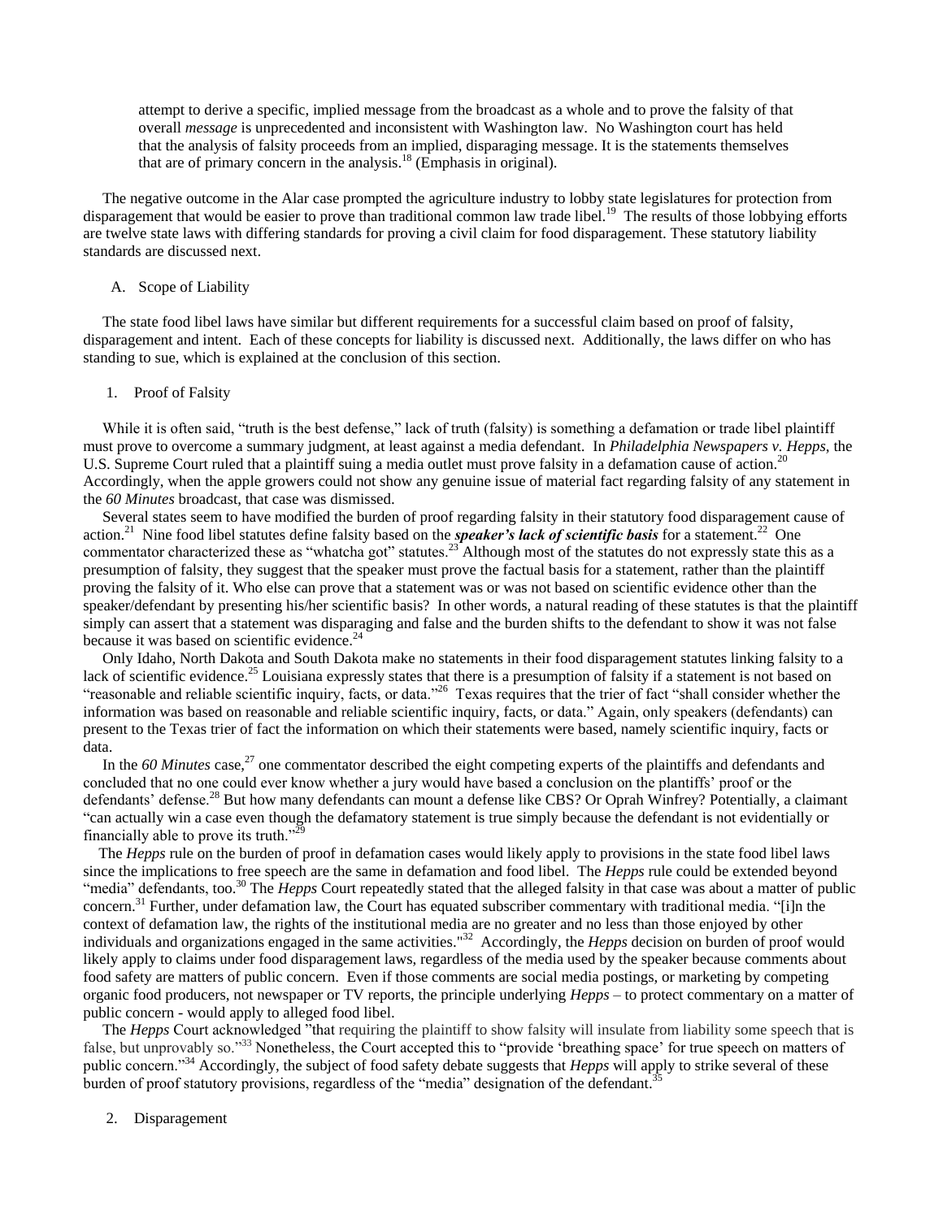> attempt to derive a specific, implied message from the broadcast as a whole and to prove the falsity of that overall *message* is unprecedented and inconsistent with Washington law. No Washington court has held that the analysis of falsity proceeds from an implied, disparaging message. It is the statements themselves that are of primary concern in the analysis.[18] (Emphasis in original).

The negative outcome in the Alar case prompted the agriculture industry to lobby state legislatures for protection from disparagement that would be easier to prove than traditional common law trade libel.[19] The results of those lobbying efforts are twelve state laws with differing standards for proving a civil claim for food disparagement. These statutory liability standards are discussed next.

### A. Scope of Liability

The state food libel laws have similar but different requirements for a successful claim based on proof of falsity, disparagement and intent. Each of these concepts for liability is discussed next. Additionally, the laws differ on who has standing to sue, which is explained at the conclusion of this section.

#### 1. Proof of Falsity

While it is often said, "truth is the best defense," lack of truth (falsity) is something a defamation or trade libel plaintiff must prove to overcome a summary judgment, at least against a media defendant. In *Philadelphia Newspapers v. Hepps*, the U.S. Supreme Court ruled that a plaintiff suing a media outlet must prove falsity in a defamation cause of action.[20] Accordingly, when the apple growers could not show any genuine issue of material fact regarding falsity of any statement in the *60 Minutes* broadcast, that case was dismissed.

Several states seem to have modified the burden of proof regarding falsity in their statutory food disparagement cause of action.[21] Nine food libel statutes define falsity based on the ***speaker's lack of scientific basis*** for a statement.[22] One commentator characterized these as "whatcha got" statutes.[23] Although most of the statutes do not expressly state this as a presumption of falsity, they suggest that the speaker must prove the factual basis for a statement, rather than the plaintiff proving the falsity of it. Who else can prove that a statement was or was not based on scientific evidence other than the speaker/defendant by presenting his/her scientific basis? In other words, a natural reading of these statutes is that the plaintiff simply can assert that a statement was disparaging and false and the burden shifts to the defendant to show it was not false because it was based on scientific evidence.[24]

Only Idaho, North Dakota and South Dakota make no statements in their food disparagement statutes linking falsity to a lack of scientific evidence.[25] Louisiana expressly states that there is a presumption of falsity if a statement is not based on "reasonable and reliable scientific inquiry, facts, or data."[26] Texas requires that the trier of fact "shall consider whether the information was based on reasonable and reliable scientific inquiry, facts, or data." Again, only speakers (defendants) can present to the Texas trier of fact the information on which their statements were based, namely scientific inquiry, facts or data.

In the *60 Minutes* case,[27] one commentator described the eight competing experts of the plaintiffs and defendants and concluded that no one could ever know whether a jury would have based a conclusion on the plaintiffs' proof or the defendants' defense.[28] But how many defendants can mount a defense like CBS? Or Oprah Winfrey? Potentially, a claimant "can actually win a case even though the defamatory statement is true simply because the defendant is not evidentially or financially able to prove its truth."[29]

The *Hepps* rule on the burden of proof in defamation cases would likely apply to provisions in the state food libel laws since the implications to free speech are the same in defamation and food libel. The *Hepps* rule could be extended beyond "media" defendants, too.[30] The *Hepps* Court repeatedly stated that the alleged falsity in that case was about a matter of public concern.[31] Further, under defamation law, the Court has equated subscriber commentary with traditional media. "[i]n the context of defamation law, the rights of the institutional media are no greater and no less than those enjoyed by other individuals and organizations engaged in the same activities."[32] Accordingly, the *Hepps* decision on burden of proof would likely apply to claims under food disparagement laws, regardless of the media used by the speaker because comments about food safety are matters of public concern. Even if those comments are social media postings, or marketing by competing organic food producers, not newspaper or TV reports, the principle underlying *Hepps* – to protect commentary on a matter of public concern - would apply to alleged food libel.

The *Hepps* Court acknowledged "that requiring the plaintiff to show falsity will insulate from liability some speech that is false, but unprovably so."[33] Nonetheless, the Court accepted this to "provide 'breathing space' for true speech on matters of public concern."[34] Accordingly, the subject of food safety debate suggests that *Hepps* will apply to strike several of these burden of proof statutory provisions, regardless of the "media" designation of the defendant.[35]

#### 2. Disparagement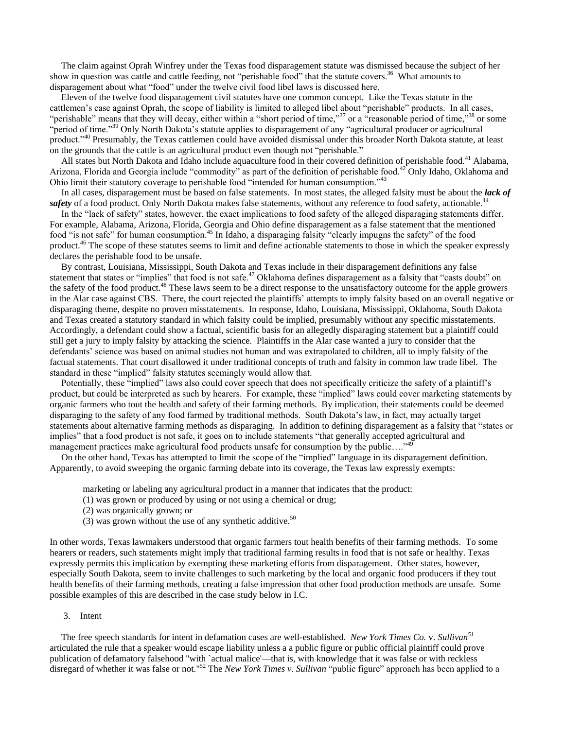The claim against Oprah Winfrey under the Texas food disparagement statute was dismissed because the subject of her show in question was cattle and cattle feeding, not "perishable food" that the statute covers.[36] What amounts to disparagement about what "food" under the twelve civil food libel laws is discussed here.

Eleven of the twelve food disparagement civil statutes have one common concept. Like the Texas statute in the cattlemen's case against Oprah, the scope of liability is limited to alleged libel about "perishable" products. In all cases, "perishable" means that they will decay, either within a "short period of time,"[37] or a "reasonable period of time,"[38] or some "period of time."[39] Only North Dakota's statute applies to disparagement of any "agricultural producer or agricultural product."[40] Presumably, the Texas cattlemen could have avoided dismissal under this broader North Dakota statute, at least on the grounds that the cattle is an agricultural product even though not "perishable."

All states but North Dakota and Idaho include aquaculture food in their covered definition of perishable food.[41] Alabama, Arizona, Florida and Georgia include "commodity" as part of the definition of perishable food.[42] Only Idaho, Oklahoma and Ohio limit their statutory coverage to perishable food "intended for human consumption."[43]

In all cases, disparagement must be based on false statements. In most states, the alleged falsity must be about the ***lack of safety*** of a food product. Only North Dakota makes false statements, without any reference to food safety, actionable.[44]

In the "lack of safety" states, however, the exact implications to food safety of the alleged disparaging statements differ. For example, Alabama, Arizona, Florida, Georgia and Ohio define disparagement as a false statement that the mentioned food "is not safe" for human consumption.[45] In Idaho, a disparaging falsity "clearly impugns the safety" of the food product.[46] The scope of these statutes seems to limit and define actionable statements to those in which the speaker expressly declares the perishable food to be unsafe.

By contrast, Louisiana, Mississippi, South Dakota and Texas include in their disparagement definitions any false statement that states or "implies" that food is not safe.[47] Oklahoma defines disparagement as a falsity that "casts doubt" on the safety of the food product.[48] These laws seem to be a direct response to the unsatisfactory outcome for the apple growers in the Alar case against CBS. There, the court rejected the plaintiffs' attempts to imply falsity based on an overall negative or disparaging theme, despite no proven misstatements. In response, Idaho, Louisiana, Mississippi, Oklahoma, South Dakota and Texas created a statutory standard in which falsity could be implied, presumably without any specific misstatements. Accordingly, a defendant could show a factual, scientific basis for an allegedly disparaging statement but a plaintiff could still get a jury to imply falsity by attacking the science. Plaintiffs in the Alar case wanted a jury to consider that the defendants' science was based on animal studies not human and was extrapolated to children, all to imply falsity of the factual statements. That court disallowed it under traditional concepts of truth and falsity in common law trade libel. The standard in these "implied" falsity statutes seemingly would allow that.

Potentially, these "implied" laws also could cover speech that does not specifically criticize the safety of a plaintiff's product, but could be interpreted as such by hearers. For example, these "implied" laws could cover marketing statements by organic farmers who tout the health and safety of their farming methods. By implication, their statements could be deemed disparaging to the safety of any food farmed by traditional methods. South Dakota's law, in fact, may actually target statements about alternative farming methods as disparaging. In addition to defining disparagement as a falsity that "states or implies" that a food product is not safe, it goes on to include statements "that generally accepted agricultural and management practices make agricultural food products unsafe for consumption by the public…."[49]

On the other hand, Texas has attempted to limit the scope of the "implied" language in its disparagement definition. Apparently, to avoid sweeping the organic farming debate into its coverage, the Texas law expressly exempts:

> marketing or labeling any agricultural product in a manner that indicates that the product:
> (1) was grown or produced by using or not using a chemical or drug;
> (2) was organically grown; or
> (3) was grown without the use of any synthetic additive.[50]

In other words, Texas lawmakers understood that organic farmers tout health benefits of their farming methods. To some hearers or readers, such statements might imply that traditional farming results in food that is not safe or healthy. Texas expressly permits this implication by exempting these marketing efforts from disparagement. Other states, however, especially South Dakota, seem to invite challenges to such marketing by the local and organic food producers if they tout health benefits of their farming methods, creating a false impression that other food production methods are unsafe. Some possible examples of this are described in the case study below in I.C.

### 3. Intent

The free speech standards for intent in defamation cases are well-established. *New York Times Co.* v. *Sullivan*[51] articulated the rule that a speaker would escape liability unless a a public figure or public official plaintiff could prove publication of defamatory falsehood "with `actual malice'—that is, with knowledge that it was false or with reckless disregard of whether it was false or not."[52] The *New York Times v. Sullivan* "public figure" approach has been applied to a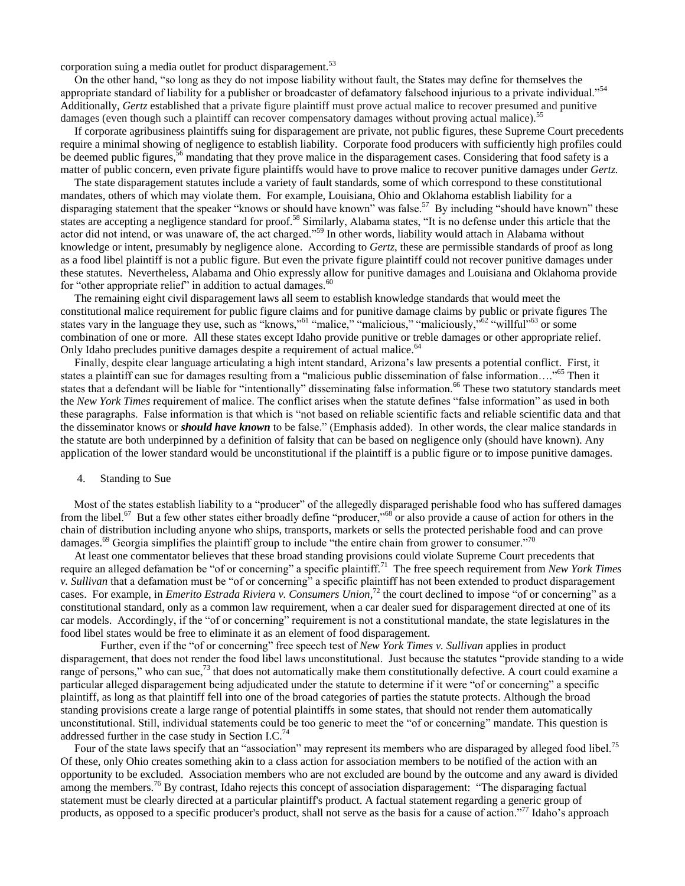corporation suing a media outlet for product disparagement.[53]

On the other hand, "so long as they do not impose liability without fault, the States may define for themselves the appropriate standard of liability for a publisher or broadcaster of defamatory falsehood injurious to a private individual."[54] Additionally, *Gertz* established that a private figure plaintiff must prove actual malice to recover presumed and punitive damages (even though such a plaintiff can recover compensatory damages without proving actual malice).[55]

If corporate agribusiness plaintiffs suing for disparagement are private, not public figures, these Supreme Court precedents require a minimal showing of negligence to establish liability. Corporate food producers with sufficiently high profiles could be deemed public figures,[56] mandating that they prove malice in the disparagement cases. Considering that food safety is a matter of public concern, even private figure plaintiffs would have to prove malice to recover punitive damages under *Gertz.*

The state disparagement statutes include a variety of fault standards, some of which correspond to these constitutional mandates, others of which may violate them. For example, Louisiana, Ohio and Oklahoma establish liability for a disparaging statement that the speaker "knows or should have known" was false.[57] By including "should have known" these states are accepting a negligence standard for proof.[58] Similarly, Alabama states, "It is no defense under this article that the actor did not intend, or was unaware of, the act charged."[59] In other words, liability would attach in Alabama without knowledge or intent, presumably by negligence alone. According to *Gertz*, these are permissible standards of proof as long as a food libel plaintiff is not a public figure. But even the private figure plaintiff could not recover punitive damages under these statutes. Nevertheless, Alabama and Ohio expressly allow for punitive damages and Louisiana and Oklahoma provide for "other appropriate relief" in addition to actual damages.[60]

The remaining eight civil disparagement laws all seem to establish knowledge standards that would meet the constitutional malice requirement for public figure claims and for punitive damage claims by public or private figures The states vary in the language they use, such as "knows,"[61] "malice," "malicious," "maliciously,"[62] "willful"[63] or some combination of one or more. All these states except Idaho provide punitive or treble damages or other appropriate relief. Only Idaho precludes punitive damages despite a requirement of actual malice.[64]

Finally, despite clear language articulating a high intent standard, Arizona's law presents a potential conflict. First, it states a plaintiff can sue for damages resulting from a "malicious public dissemination of false information…."[65] Then it states that a defendant will be liable for "intentionally" disseminating false information.[66] These two statutory standards meet the *New York Times* requirement of malice. The conflict arises when the statute defines "false information" as used in both these paragraphs. False information is that which is "not based on reliable scientific facts and reliable scientific data and that the disseminator knows or ***should have known*** to be false." (Emphasis added). In other words, the clear malice standards in the statute are both underpinned by a definition of falsity that can be based on negligence only (should have known). Any application of the lower standard would be unconstitutional if the plaintiff is a public figure or to impose punitive damages.

4. Standing to Sue

Most of the states establish liability to a "producer" of the allegedly disparaged perishable food who has suffered damages from the libel.[67] But a few other states either broadly define "producer,"[68] or also provide a cause of action for others in the chain of distribution including anyone who ships, transports, markets or sells the protected perishable food and can prove damages.[69] Georgia simplifies the plaintiff group to include "the entire chain from grower to consumer."[70]

At least one commentator believes that these broad standing provisions could violate Supreme Court precedents that require an alleged defamation be "of or concerning" a specific plaintiff.[71] The free speech requirement from *New York Times v. Sullivan* that a defamation must be "of or concerning" a specific plaintiff has not been extended to product disparagement cases. For example, in *Emerito Estrada Riviera v. Consumers Union*,[72] the court declined to impose "of or concerning" as a constitutional standard, only as a common law requirement, when a car dealer sued for disparagement directed at one of its car models. Accordingly, if the "of or concerning" requirement is not a constitutional mandate, the state legislatures in the food libel states would be free to eliminate it as an element of food disparagement.

Further, even if the "of or concerning" free speech test of *New York Times v. Sullivan* applies in product disparagement, that does not render the food libel laws unconstitutional. Just because the statutes "provide standing to a wide range of persons," who can sue,[73] that does not automatically make them constitutionally defective. A court could examine a particular alleged disparagement being adjudicated under the statute to determine if it were "of or concerning" a specific plaintiff, as long as that plaintiff fell into one of the broad categories of parties the statute protects. Although the broad standing provisions create a large range of potential plaintiffs in some states, that should not render them automatically unconstitutional. Still, individual statements could be too generic to meet the "of or concerning" mandate. This question is addressed further in the case study in Section I.C.[74]

Four of the state laws specify that an "association" may represent its members who are disparaged by alleged food libel.[75] Of these, only Ohio creates something akin to a class action for association members to be notified of the action with an opportunity to be excluded. Association members who are not excluded are bound by the outcome and any award is divided among the members.[76] By contrast, Idaho rejects this concept of association disparagement: "The disparaging factual statement must be clearly directed at a particular plaintiff's product. A factual statement regarding a generic group of products, as opposed to a specific producer's product, shall not serve as the basis for a cause of action."[77] Idaho's approach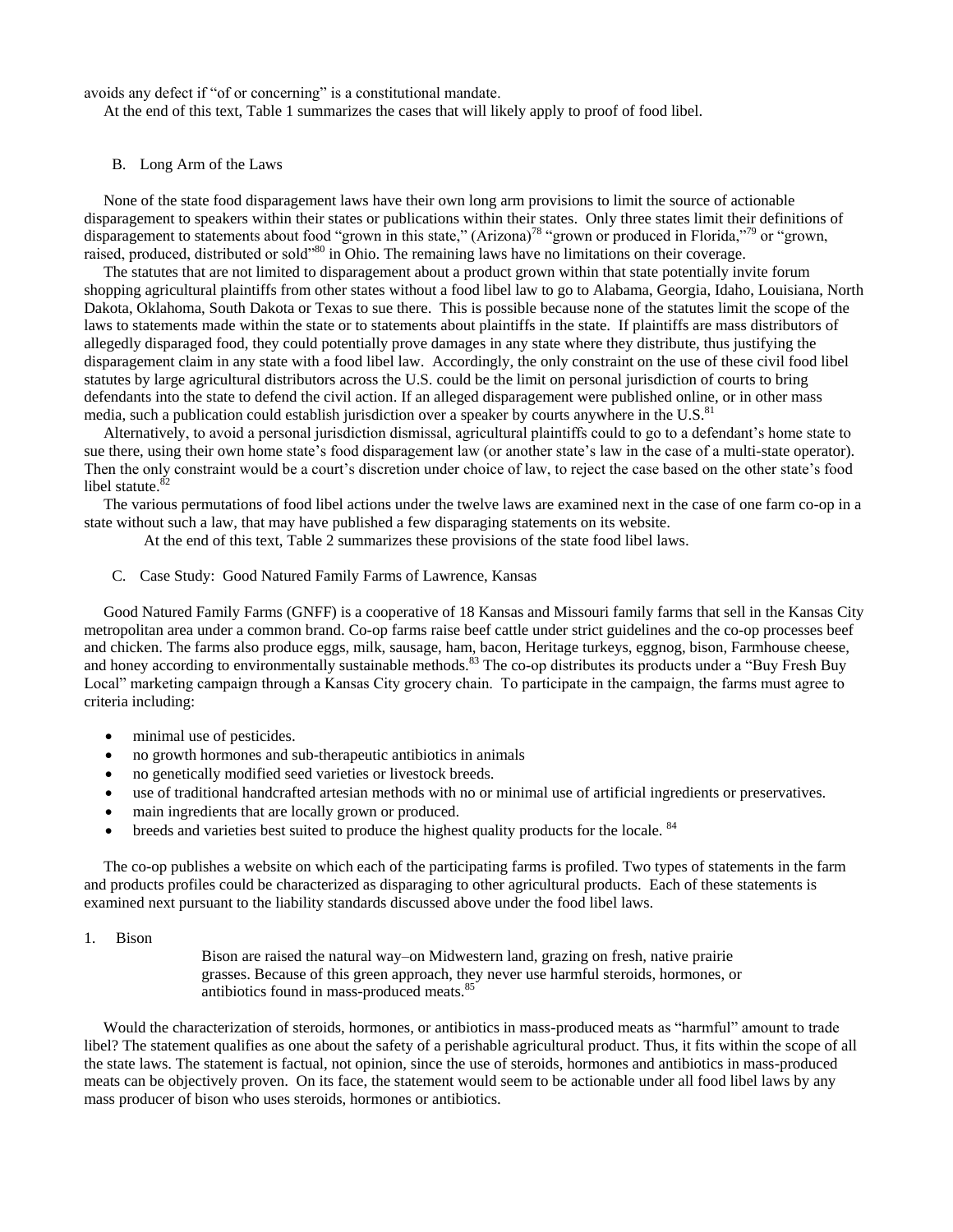avoids any defect if "of or concerning" is a constitutional mandate.

At the end of this text, Table 1 summarizes the cases that will likely apply to proof of food libel.

### B. Long Arm of the Laws

None of the state food disparagement laws have their own long arm provisions to limit the source of actionable disparagement to speakers within their states or publications within their states. Only three states limit their definitions of disparagement to statements about food "grown in this state," (Arizona)[78] "grown or produced in Florida,"[79] or "grown, raised, produced, distributed or sold"[80] in Ohio. The remaining laws have no limitations on their coverage.

The statutes that are not limited to disparagement about a product grown within that state potentially invite forum shopping agricultural plaintiffs from other states without a food libel law to go to Alabama, Georgia, Idaho, Louisiana, North Dakota, Oklahoma, South Dakota or Texas to sue there. This is possible because none of the statutes limit the scope of the laws to statements made within the state or to statements about plaintiffs in the state. If plaintiffs are mass distributors of allegedly disparaged food, they could potentially prove damages in any state where they distribute, thus justifying the disparagement claim in any state with a food libel law. Accordingly, the only constraint on the use of these civil food libel statutes by large agricultural distributors across the U.S. could be the limit on personal jurisdiction of courts to bring defendants into the state to defend the civil action. If an alleged disparagement were published online, or in other mass media, such a publication could establish jurisdiction over a speaker by courts anywhere in the U.S.[81]

Alternatively, to avoid a personal jurisdiction dismissal, agricultural plaintiffs could to go to a defendant's home state to sue there, using their own home state's food disparagement law (or another state's law in the case of a multi-state operator). Then the only constraint would be a court's discretion under choice of law, to reject the case based on the other state's food libel statute.[82]

The various permutations of food libel actions under the twelve laws are examined next in the case of one farm co-op in a state without such a law, that may have published a few disparaging statements on its website.

At the end of this text, Table 2 summarizes these provisions of the state food libel laws.

### C. Case Study: Good Natured Family Farms of Lawrence, Kansas

Good Natured Family Farms (GNFF) is a cooperative of 18 Kansas and Missouri family farms that sell in the Kansas City metropolitan area under a common brand. Co-op farms raise beef cattle under strict guidelines and the co-op processes beef and chicken. The farms also produce eggs, milk, sausage, ham, bacon, Heritage turkeys, eggnog, bison, Farmhouse cheese, and honey according to environmentally sustainable methods.[83] The co-op distributes its products under a "Buy Fresh Buy Local" marketing campaign through a Kansas City grocery chain. To participate in the campaign, the farms must agree to criteria including:

- minimal use of pesticides.
- no growth hormones and sub-therapeutic antibiotics in animals
- no genetically modified seed varieties or livestock breeds.
- use of traditional handcrafted artesian methods with no or minimal use of artificial ingredients or preservatives.
- main ingredients that are locally grown or produced.
- breeds and varieties best suited to produce the highest quality products for the locale. [84]

The co-op publishes a website on which each of the participating farms is profiled. Two types of statements in the farm and products profiles could be characterized as disparaging to other agricultural products. Each of these statements is examined next pursuant to the liability standards discussed above under the food libel laws.

#### 1. Bison

> Bison are raised the natural way–on Midwestern land, grazing on fresh, native prairie grasses. Because of this green approach, they never use harmful steroids, hormones, or antibiotics found in mass-produced meats.[85]

Would the characterization of steroids, hormones, or antibiotics in mass-produced meats as "harmful" amount to trade libel? The statement qualifies as one about the safety of a perishable agricultural product. Thus, it fits within the scope of all the state laws. The statement is factual, not opinion, since the use of steroids, hormones and antibiotics in mass-produced meats can be objectively proven. On its face, the statement would seem to be actionable under all food libel laws by any mass producer of bison who uses steroids, hormones or antibiotics.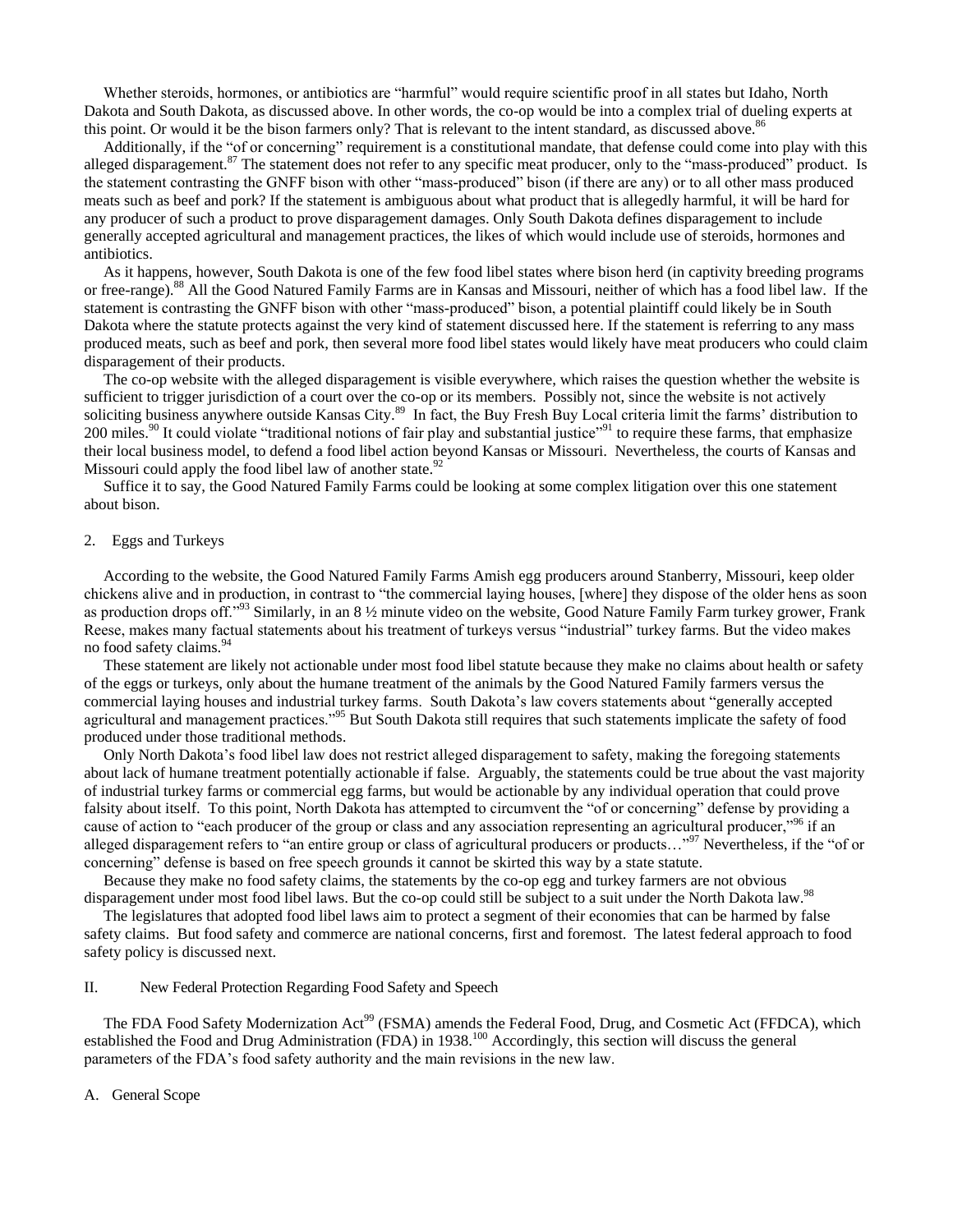Whether steroids, hormones, or antibiotics are "harmful" would require scientific proof in all states but Idaho, North Dakota and South Dakota, as discussed above. In other words, the co-op would be into a complex trial of dueling experts at this point. Or would it be the bison farmers only? That is relevant to the intent standard, as discussed above.[86]

Additionally, if the "of or concerning" requirement is a constitutional mandate, that defense could come into play with this alleged disparagement.[87] The statement does not refer to any specific meat producer, only to the "mass-produced" product. Is the statement contrasting the GNFF bison with other "mass-produced" bison (if there are any) or to all other mass produced meats such as beef and pork? If the statement is ambiguous about what product that is allegedly harmful, it will be hard for any producer of such a product to prove disparagement damages. Only South Dakota defines disparagement to include generally accepted agricultural and management practices, the likes of which would include use of steroids, hormones and antibiotics.

As it happens, however, South Dakota is one of the few food libel states where bison herd (in captivity breeding programs or free-range).[88] All the Good Natured Family Farms are in Kansas and Missouri, neither of which has a food libel law. If the statement is contrasting the GNFF bison with other "mass-produced" bison, a potential plaintiff could likely be in South Dakota where the statute protects against the very kind of statement discussed here. If the statement is referring to any mass produced meats, such as beef and pork, then several more food libel states would likely have meat producers who could claim disparagement of their products.

The co-op website with the alleged disparagement is visible everywhere, which raises the question whether the website is sufficient to trigger jurisdiction of a court over the co-op or its members. Possibly not, since the website is not actively soliciting business anywhere outside Kansas City.[89] In fact, the Buy Fresh Buy Local criteria limit the farms' distribution to 200 miles.[90] It could violate "traditional notions of fair play and substantial justice"[91] to require these farms, that emphasize their local business model, to defend a food libel action beyond Kansas or Missouri. Nevertheless, the courts of Kansas and Missouri could apply the food libel law of another state.[92]

Suffice it to say, the Good Natured Family Farms could be looking at some complex litigation over this one statement about bison.

2. Eggs and Turkeys

According to the website, the Good Natured Family Farms Amish egg producers around Stanberry, Missouri, keep older chickens alive and in production, in contrast to "the commercial laying houses, [where] they dispose of the older hens as soon as production drops off."[93] Similarly, in an 8 ½ minute video on the website, Good Nature Family Farm turkey grower, Frank Reese, makes many factual statements about his treatment of turkeys versus "industrial" turkey farms. But the video makes no food safety claims.[94]

These statement are likely not actionable under most food libel statute because they make no claims about health or safety of the eggs or turkeys, only about the humane treatment of the animals by the Good Natured Family farmers versus the commercial laying houses and industrial turkey farms. South Dakota's law covers statements about "generally accepted agricultural and management practices."[95] But South Dakota still requires that such statements implicate the safety of food produced under those traditional methods.

Only North Dakota's food libel law does not restrict alleged disparagement to safety, making the foregoing statements about lack of humane treatment potentially actionable if false. Arguably, the statements could be true about the vast majority of industrial turkey farms or commercial egg farms, but would be actionable by any individual operation that could prove falsity about itself. To this point, North Dakota has attempted to circumvent the "of or concerning" defense by providing a cause of action to "each producer of the group or class and any association representing an agricultural producer,"[96] if an alleged disparagement refers to "an entire group or class of agricultural producers or products…"[97] Nevertheless, if the "of or concerning" defense is based on free speech grounds it cannot be skirted this way by a state statute.

Because they make no food safety claims, the statements by the co-op egg and turkey farmers are not obvious disparagement under most food libel laws. But the co-op could still be subject to a suit under the North Dakota law.[98]

The legislatures that adopted food libel laws aim to protect a segment of their economies that can be harmed by false safety claims. But food safety and commerce are national concerns, first and foremost. The latest federal approach to food safety policy is discussed next.

## II. New Federal Protection Regarding Food Safety and Speech

The FDA Food Safety Modernization Act[99] (FSMA) amends the Federal Food, Drug, and Cosmetic Act (FFDCA), which established the Food and Drug Administration (FDA) in 1938.[100] Accordingly, this section will discuss the general parameters of the FDA's food safety authority and the main revisions in the new law.

### A. General Scope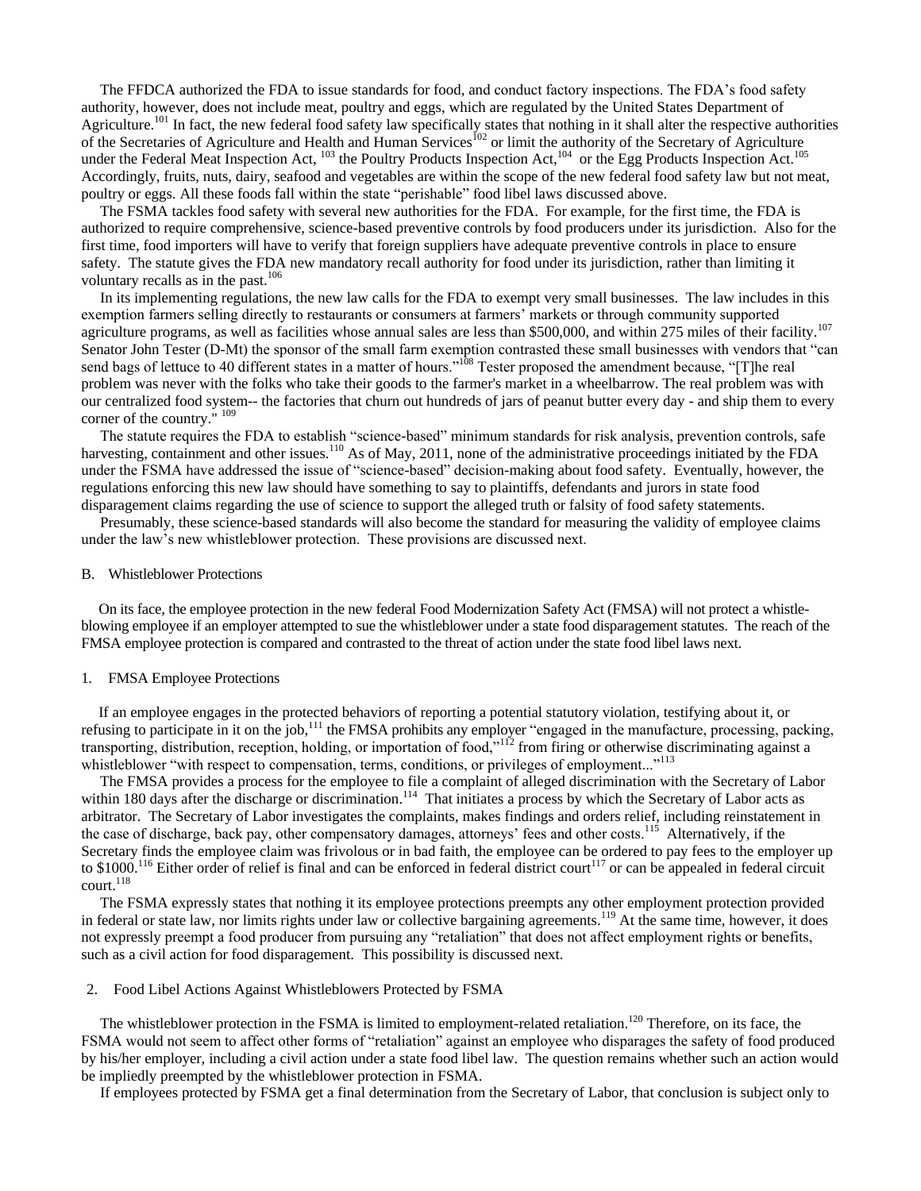The FFDCA authorized the FDA to issue standards for food, and conduct factory inspections. The FDA's food safety authority, however, does not include meat, poultry and eggs, which are regulated by the United States Department of Agriculture.[101] In fact, the new federal food safety law specifically states that nothing in it shall alter the respective authorities of the Secretaries of Agriculture and Health and Human Services[102] or limit the authority of the Secretary of Agriculture under the Federal Meat Inspection Act, [103] the Poultry Products Inspection Act,[104] or the Egg Products Inspection Act.[105] Accordingly, fruits, nuts, dairy, seafood and vegetables are within the scope of the new federal food safety law but not meat, poultry or eggs. All these foods fall within the state "perishable" food libel laws discussed above.

The FSMA tackles food safety with several new authorities for the FDA. For example, for the first time, the FDA is authorized to require comprehensive, science-based preventive controls by food producers under its jurisdiction. Also for the first time, food importers will have to verify that foreign suppliers have adequate preventive controls in place to ensure safety. The statute gives the FDA new mandatory recall authority for food under its jurisdiction, rather than limiting it voluntary recalls as in the past.[106]

In its implementing regulations, the new law calls for the FDA to exempt very small businesses. The law includes in this exemption farmers selling directly to restaurants or consumers at farmers' markets or through community supported agriculture programs, as well as facilities whose annual sales are less than $500,000, and within 275 miles of their facility.[107] Senator John Tester (D-Mt) the sponsor of the small farm exemption contrasted these small businesses with vendors that "can send bags of lettuce to 40 different states in a matter of hours."[108] Tester proposed the amendment because, "[T]he real problem was never with the folks who take their goods to the farmer's market in a wheelbarrow. The real problem was with our centralized food system-- the factories that churn out hundreds of jars of peanut butter every day - and ship them to every corner of the country." [109]

The statute requires the FDA to establish "science-based" minimum standards for risk analysis, prevention controls, safe harvesting, containment and other issues.[110] As of May, 2011, none of the administrative proceedings initiated by the FDA under the FSMA have addressed the issue of "science-based" decision-making about food safety. Eventually, however, the regulations enforcing this new law should have something to say to plaintiffs, defendants and jurors in state food disparagement claims regarding the use of science to support the alleged truth or falsity of food safety statements.

Presumably, these science-based standards will also become the standard for measuring the validity of employee claims under the law's new whistleblower protection. These provisions are discussed next.

## B. Whistleblower Protections

On its face, the employee protection in the new federal Food Modernization Safety Act (FMSA) will not protect a whistle-blowing employee if an employer attempted to sue the whistleblower under a state food disparagement statutes. The reach of the FMSA employee protection is compared and contrasted to the threat of action under the state food libel laws next.

### 1. FMSA Employee Protections

If an employee engages in the protected behaviors of reporting a potential statutory violation, testifying about it, or refusing to participate in it on the job,[111] the FMSA prohibits any employer "engaged in the manufacture, processing, packing, transporting, distribution, reception, holding, or importation of food,"[112] from firing or otherwise discriminating against a whistleblower "with respect to compensation, terms, conditions, or privileges of employment..."[113]

The FMSA provides a process for the employee to file a complaint of alleged discrimination with the Secretary of Labor within 180 days after the discharge or discrimination.[114] That initiates a process by which the Secretary of Labor acts as arbitrator. The Secretary of Labor investigates the complaints, makes findings and orders relief, including reinstatement in the case of discharge, back pay, other compensatory damages, attorneys' fees and other costs.[115] Alternatively, if the Secretary finds the employee claim was frivolous or in bad faith, the employee can be ordered to pay fees to the employer up to $1000.[116] Either order of relief is final and can be enforced in federal district court[117] or can be appealed in federal circuit court.[118]

The FSMA expressly states that nothing it its employee protections preempts any other employment protection provided in federal or state law, nor limits rights under law or collective bargaining agreements.[119] At the same time, however, it does not expressly preempt a food producer from pursuing any "retaliation" that does not affect employment rights or benefits, such as a civil action for food disparagement. This possibility is discussed next.

### 2. Food Libel Actions Against Whistleblowers Protected by FSMA

The whistleblower protection in the FSMA is limited to employment-related retaliation.[120] Therefore, on its face, the FSMA would not seem to affect other forms of "retaliation" against an employee who disparages the safety of food produced by his/her employer, including a civil action under a state food libel law. The question remains whether such an action would be impliedly preempted by the whistleblower protection in FSMA.

If employees protected by FSMA get a final determination from the Secretary of Labor, that conclusion is subject only to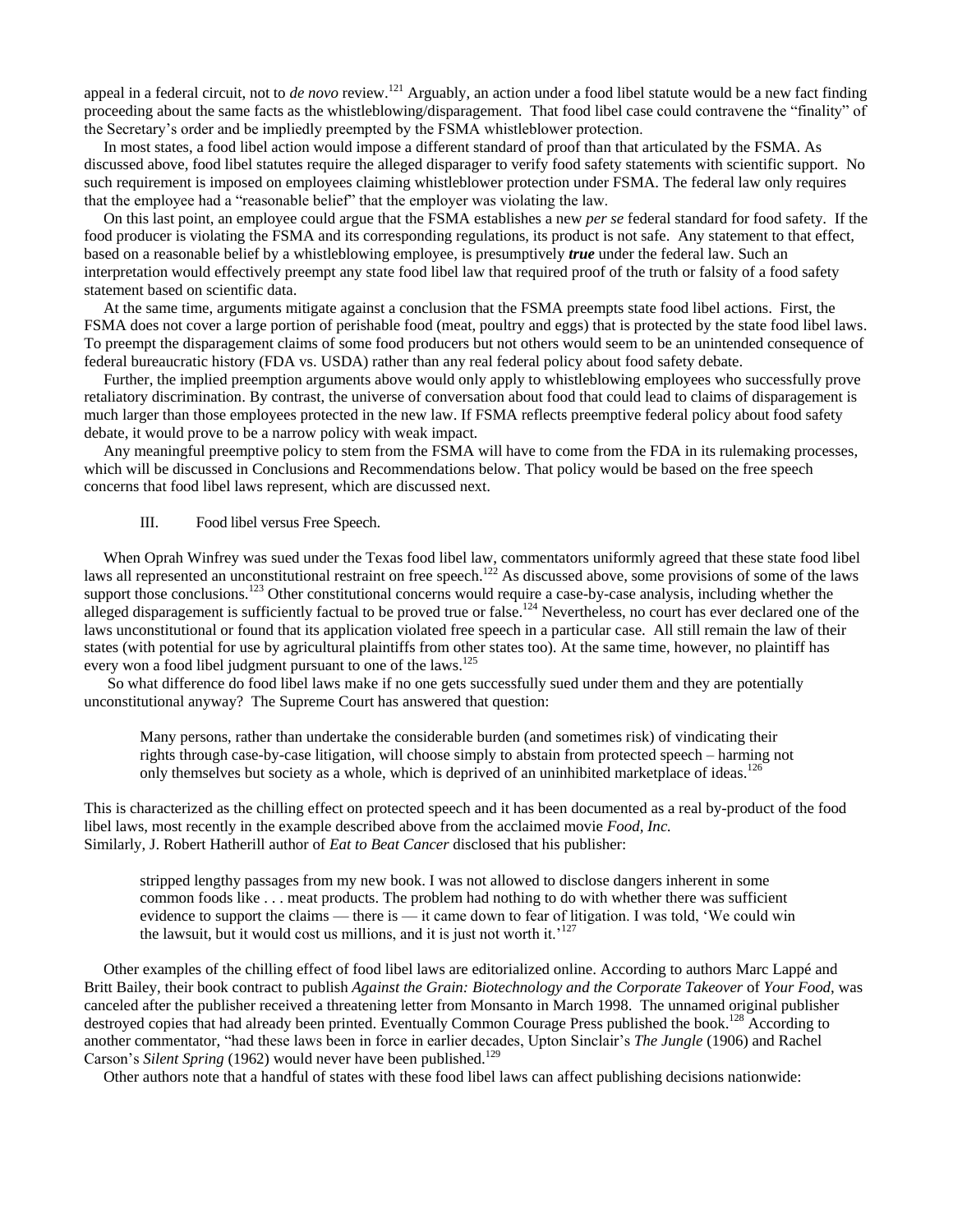appeal in a federal circuit, not to *de novo* review.[121] Arguably, an action under a food libel statute would be a new fact finding proceeding about the same facts as the whistleblowing/disparagement. That food libel case could contravene the "finality" of the Secretary's order and be impliedly preempted by the FSMA whistleblower protection.

In most states, a food libel action would impose a different standard of proof than that articulated by the FSMA. As discussed above, food libel statutes require the alleged disparager to verify food safety statements with scientific support. No such requirement is imposed on employees claiming whistleblower protection under FSMA. The federal law only requires that the employee had a "reasonable belief" that the employer was violating the law.

On this last point, an employee could argue that the FSMA establishes a new *per se* federal standard for food safety. If the food producer is violating the FSMA and its corresponding regulations, its product is not safe. Any statement to that effect, based on a reasonable belief by a whistleblowing employee, is presumptively ***true*** under the federal law. Such an interpretation would effectively preempt any state food libel law that required proof of the truth or falsity of a food safety statement based on scientific data.

At the same time, arguments mitigate against a conclusion that the FSMA preempts state food libel actions. First, the FSMA does not cover a large portion of perishable food (meat, poultry and eggs) that is protected by the state food libel laws. To preempt the disparagement claims of some food producers but not others would seem to be an unintended consequence of federal bureaucratic history (FDA vs. USDA) rather than any real federal policy about food safety debate.

Further, the implied preemption arguments above would only apply to whistleblowing employees who successfully prove retaliatory discrimination. By contrast, the universe of conversation about food that could lead to claims of disparagement is much larger than those employees protected in the new law. If FSMA reflects preemptive federal policy about food safety debate, it would prove to be a narrow policy with weak impact.

Any meaningful preemptive policy to stem from the FSMA will have to come from the FDA in its rulemaking processes, which will be discussed in Conclusions and Recommendations below. That policy would be based on the free speech concerns that food libel laws represent, which are discussed next.

## III. Food libel versus Free Speech.

When Oprah Winfrey was sued under the Texas food libel law, commentators uniformly agreed that these state food libel laws all represented an unconstitutional restraint on free speech.[122] As discussed above, some provisions of some of the laws support those conclusions.[123] Other constitutional concerns would require a case-by-case analysis, including whether the alleged disparagement is sufficiently factual to be proved true or false.[124] Nevertheless, no court has ever declared one of the laws unconstitutional or found that its application violated free speech in a particular case. All still remain the law of their states (with potential for use by agricultural plaintiffs from other states too). At the same time, however, no plaintiff has every won a food libel judgment pursuant to one of the laws.[125]

So what difference do food libel laws make if no one gets successfully sued under them and they are potentially unconstitutional anyway? The Supreme Court has answered that question:

> Many persons, rather than undertake the considerable burden (and sometimes risk) of vindicating their rights through case-by-case litigation, will choose simply to abstain from protected speech – harming not only themselves but society as a whole, which is deprived of an uninhibited marketplace of ideas.[126]

This is characterized as the chilling effect on protected speech and it has been documented as a real by-product of the food libel laws, most recently in the example described above from the acclaimed movie *Food, Inc.*
Similarly, J. Robert Hatherill author of *Eat to Beat Cancer* disclosed that his publisher:

> stripped lengthy passages from my new book. I was not allowed to disclose dangers inherent in some common foods like . . . meat products. The problem had nothing to do with whether there was sufficient evidence to support the claims — there is — it came down to fear of litigation. I was told, 'We could win the lawsuit, but it would cost us millions, and it is just not worth it.'[127]

Other examples of the chilling effect of food libel laws are editorialized online. According to authors Marc Lappé and Britt Bailey, their book contract to publish *Against the Grain: Biotechnology and the Corporate Takeover* of *Your Food*, was canceled after the publisher received a threatening letter from Monsanto in March 1998. The unnamed original publisher destroyed copies that had already been printed. Eventually Common Courage Press published the book.[128] According to another commentator, "had these laws been in force in earlier decades, Upton Sinclair's *The Jungle* (1906) and Rachel Carson's *Silent Spring* (1962) would never have been published.[129]

Other authors note that a handful of states with these food libel laws can affect publishing decisions nationwide: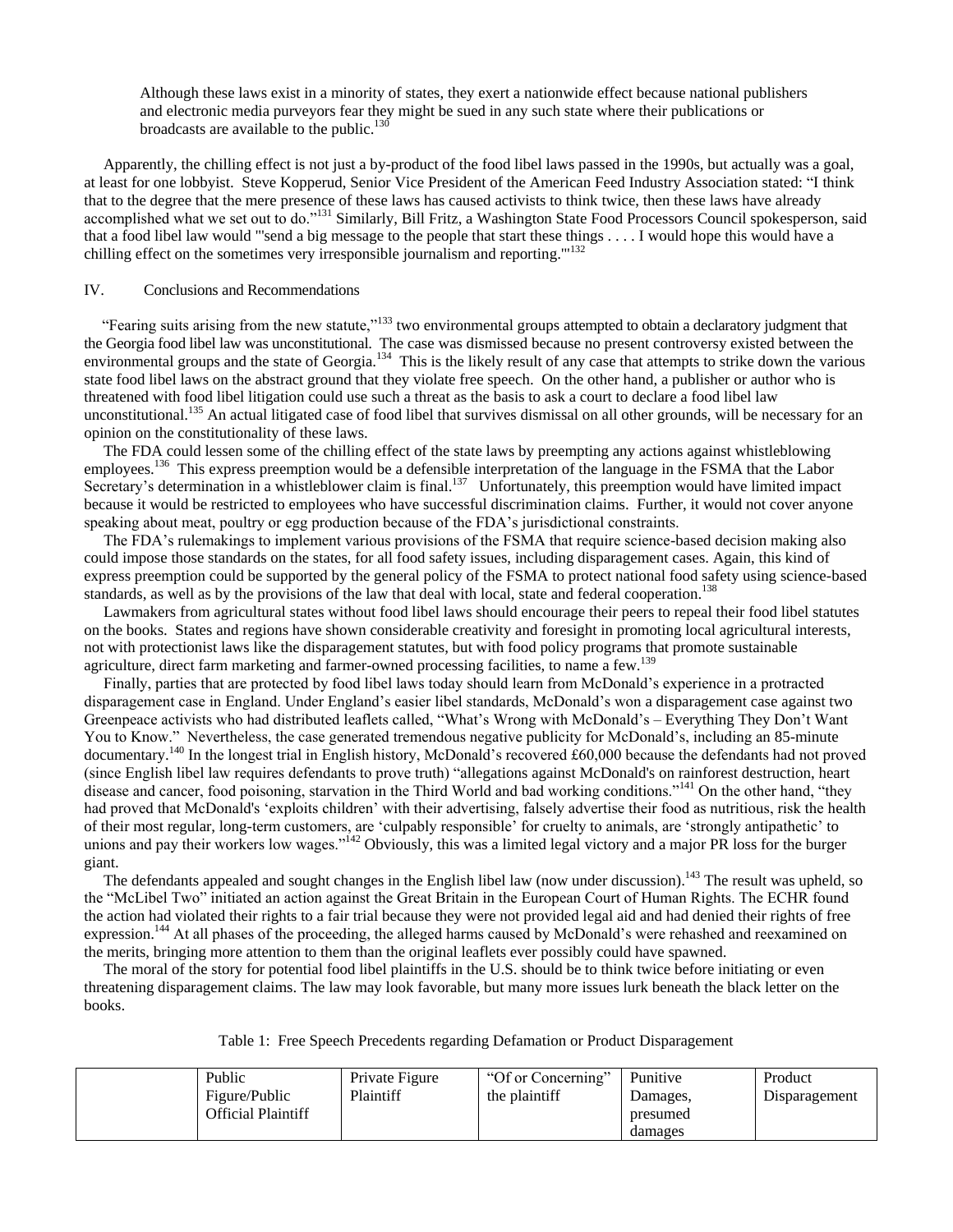> Although these laws exist in a minority of states, they exert a nationwide effect because national publishers and electronic media purveyors fear they might be sued in any such state where their publications or broadcasts are available to the public.[130]

Apparently, the chilling effect is not just a by-product of the food libel laws passed in the 1990s, but actually was a goal, at least for one lobbyist. Steve Kopperud, Senior Vice President of the American Feed Industry Association stated: "I think that to the degree that the mere presence of these laws has caused activists to think twice, then these laws have already accomplished what we set out to do."[131] Similarly, Bill Fritz, a Washington State Food Processors Council spokesperson, said that a food libel law would "'send a big message to the people that start these things . . . . I would hope this would have a chilling effect on the sometimes very irresponsible journalism and reporting.'"[132]

## IV. Conclusions and Recommendations

"Fearing suits arising from the new statute,"[133] two environmental groups attempted to obtain a declaratory judgment that the Georgia food libel law was unconstitutional. The case was dismissed because no present controversy existed between the environmental groups and the state of Georgia.[134] This is the likely result of any case that attempts to strike down the various state food libel laws on the abstract ground that they violate free speech. On the other hand, a publisher or author who is threatened with food libel litigation could use such a threat as the basis to ask a court to declare a food libel law unconstitutional.[135] An actual litigated case of food libel that survives dismissal on all other grounds, will be necessary for an opinion on the constitutionality of these laws.

The FDA could lessen some of the chilling effect of the state laws by preempting any actions against whistleblowing employees.[136] This express preemption would be a defensible interpretation of the language in the FSMA that the Labor Secretary's determination in a whistleblower claim is final.[137] Unfortunately, this preemption would have limited impact because it would be restricted to employees who have successful discrimination claims. Further, it would not cover anyone speaking about meat, poultry or egg production because of the FDA's jurisdictional constraints.

The FDA's rulemakings to implement various provisions of the FSMA that require science-based decision making also could impose those standards on the states, for all food safety issues, including disparagement cases. Again, this kind of express preemption could be supported by the general policy of the FSMA to protect national food safety using science-based standards, as well as by the provisions of the law that deal with local, state and federal cooperation.[138]

Lawmakers from agricultural states without food libel laws should encourage their peers to repeal their food libel statutes on the books. States and regions have shown considerable creativity and foresight in promoting local agricultural interests, not with protectionist laws like the disparagement statutes, but with food policy programs that promote sustainable agriculture, direct farm marketing and farmer-owned processing facilities, to name a few.[139]

Finally, parties that are protected by food libel laws today should learn from McDonald's experience in a protracted disparagement case in England. Under England's easier libel standards, McDonald's won a disparagement case against two Greenpeace activists who had distributed leaflets called, "What's Wrong with McDonald's – Everything They Don't Want You to Know." Nevertheless, the case generated tremendous negative publicity for McDonald's, including an 85-minute documentary.[140] In the longest trial in English history, McDonald's recovered £60,000 because the defendants had not proved (since English libel law requires defendants to prove truth) "allegations against McDonald's on rainforest destruction, heart disease and cancer, food poisoning, starvation in the Third World and bad working conditions."[141] On the other hand, "they had proved that McDonald's 'exploits children' with their advertising, falsely advertise their food as nutritious, risk the health of their most regular, long-term customers, are 'culpably responsible' for cruelty to animals, are 'strongly antipathetic' to unions and pay their workers low wages."[142] Obviously, this was a limited legal victory and a major PR loss for the burger giant.

The defendants appealed and sought changes in the English libel law (now under discussion).[143] The result was upheld, so the "McLibel Two" initiated an action against the Great Britain in the European Court of Human Rights. The ECHR found the action had violated their rights to a fair trial because they were not provided legal aid and had denied their rights of free expression.[144] At all phases of the proceeding, the alleged harms caused by McDonald's were rehashed and reexamined on the merits, bringing more attention to them than the original leaflets ever possibly could have spawned.

The moral of the story for potential food libel plaintiffs in the U.S. should be to think twice before initiating or even threatening disparagement claims. The law may look favorable, but many more issues lurk beneath the black letter on the books.

Table 1: Free Speech Precedents regarding Defamation or Product Disparagement

| | Public Figure/Public Official Plaintiff | Private Figure Plaintiff | "Of or Concerning" the plaintiff | Punitive Damages, presumed damages | Product Disparagement |
|---|---|---|---|---|---|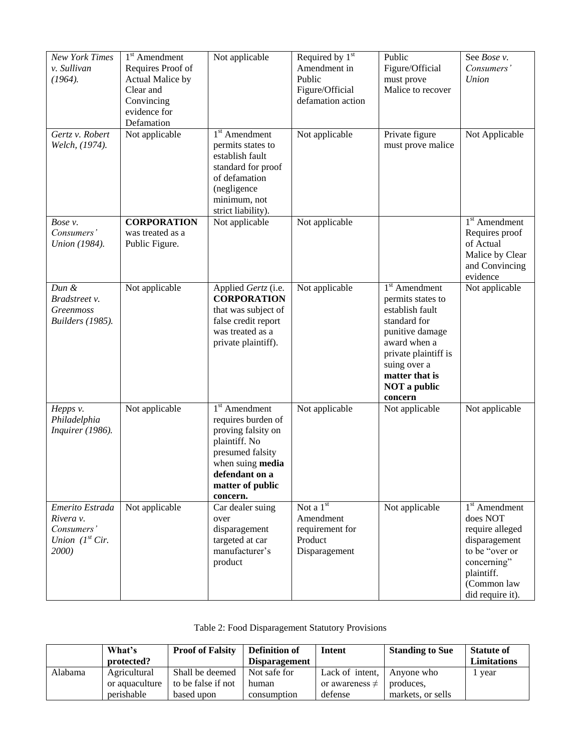| | | | | | |
|---|---|---|---|---|---|
| *New York Times v. Sullivan (1964).* | 1st Amendment Requires Proof of Actual Malice by Clear and Convincing evidence for Defamation | Not applicable | Required by 1st Amendment in Public Figure/Official defamation action | Public Figure/Official must prove Malice to recover | See *Bose v. Consumers' Union* |
| *Gertz v. Robert Welch, (1974).* | Not applicable | 1st Amendment permits states to establish fault standard for proof of defamation (negligence minimum, not strict liability). | Not applicable | Private figure must prove malice | Not Applicable |
| *Bose v. Consumers' Union (1984).* | **CORPORATION** was treated as a Public Figure. | Not applicable | Not applicable | | 1st Amendment Requires proof of Actual Malice by Clear and Convincing evidence |
| *Dun & Bradstreet v. Greenmoss Builders (1985).* | Not applicable | Applied *Gertz* (i.e. **CORPORATION** that was subject of false credit report was treated as a private plaintiff). | Not applicable | 1st Amendment permits states to establish fault standard for punitive damage award when a private plaintiff is suing over a **matter that is NOT a public concern** | Not applicable |
| *Hepps v. Philadelphia Inquirer (1986).* | Not applicable | 1st Amendment requires burden of proving falsity on plaintiff. No presumed falsity when suing **media defendant on a matter of public concern.** | Not applicable | Not applicable | Not applicable |
| *Emerito Estrada Rivera v. Consumers' Union (1st Cir. 2000)* | Not applicable | Car dealer suing over disparagement targeted at car manufacturer's product | Not a 1st Amendment requirement for Product Disparagement | Not applicable | 1st Amendment does NOT require alleged disparagement to be "over or concerning" plaintiff. (Common law did require it). |

Table 2: Food Disparagement Statutory Provisions

| | What's protected? | Proof of Falsity | Definition of Disparagement | Intent | Standing to Sue | Statute of Limitations |
|---|---|---|---|---|---|---|
| Alabama | Agricultural or aquaculture perishable | Shall be deemed to be false if not based upon | Not safe for human consumption | Lack of intent, or awareness ≠ defense | Anyone who produces, markets, or sells | 1 year |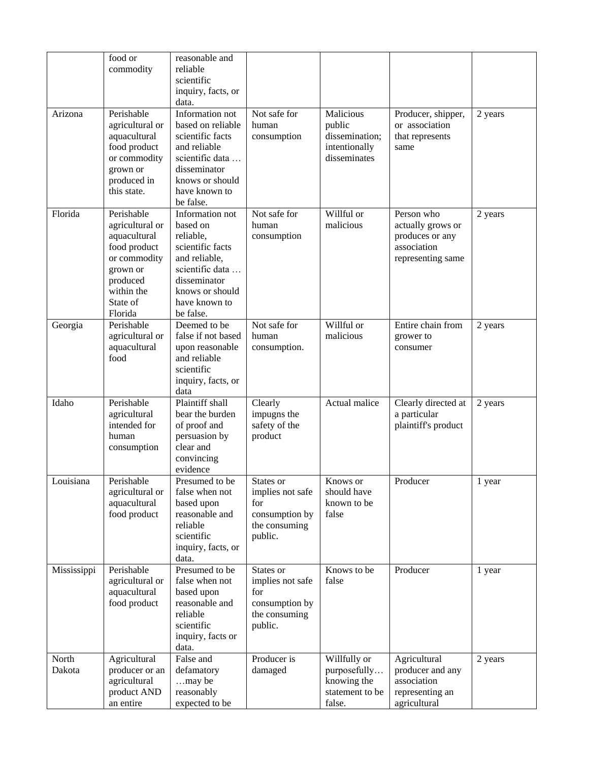| | food or commodity | reasonable and reliable scientific inquiry, facts, or data. | | | | |
|---|---|---|---|---|---|---|
| Arizona | Perishable agricultural or aquacultural food product or commodity grown or produced in this state. | Information not based on reliable scientific facts and reliable scientific data … disseminator knows or should have known to be false. | Not safe for human consumption | Malicious public dissemination; intentionally disseminates | Producer, shipper, or association that represents same | 2 years |
| Florida | Perishable agricultural or aquacultural food product or commodity grown or produced within the State of Florida | Information not based on reliable, scientific facts and reliable, scientific data … disseminator knows or should have known to be false. | Not safe for human consumption | Willful or malicious | Person who actually grows or produces or any association representing same | 2 years |
| Georgia | Perishable agricultural or aquacultural food | Deemed to be false if not based upon reasonable and reliable scientific inquiry, facts, or data | Not safe for human consumption. | Willful or malicious | Entire chain from grower to consumer | 2 years |
| Idaho | Perishable agricultural intended for human consumption | Plaintiff shall bear the burden of proof and persuasion by clear and convincing evidence | Clearly impugns the safety of the product | Actual malice | Clearly directed at a particular plaintiff's product | 2 years |
| Louisiana | Perishable agricultural or aquacultural food product | Presumed to be false when not based upon reasonable and reliable scientific inquiry, facts, or data. | States or implies not safe for consumption by the consuming public. | Knows or should have known to be false | Producer | 1 year |
| Mississippi | Perishable agricultural or aquacultural food product | Presumed to be false when not based upon reasonable and reliable scientific inquiry, facts or data. | States or implies not safe for consumption by the consuming public. | Knows to be false | Producer | 1 year |
| North Dakota | Agricultural producer or an agricultural product AND an entire | False and defamatory …may be reasonably expected to be | Producer is damaged | Willfully or purposefully… knowing the statement to be false. | Agricultural producer and any association representing an agricultural | 2 years |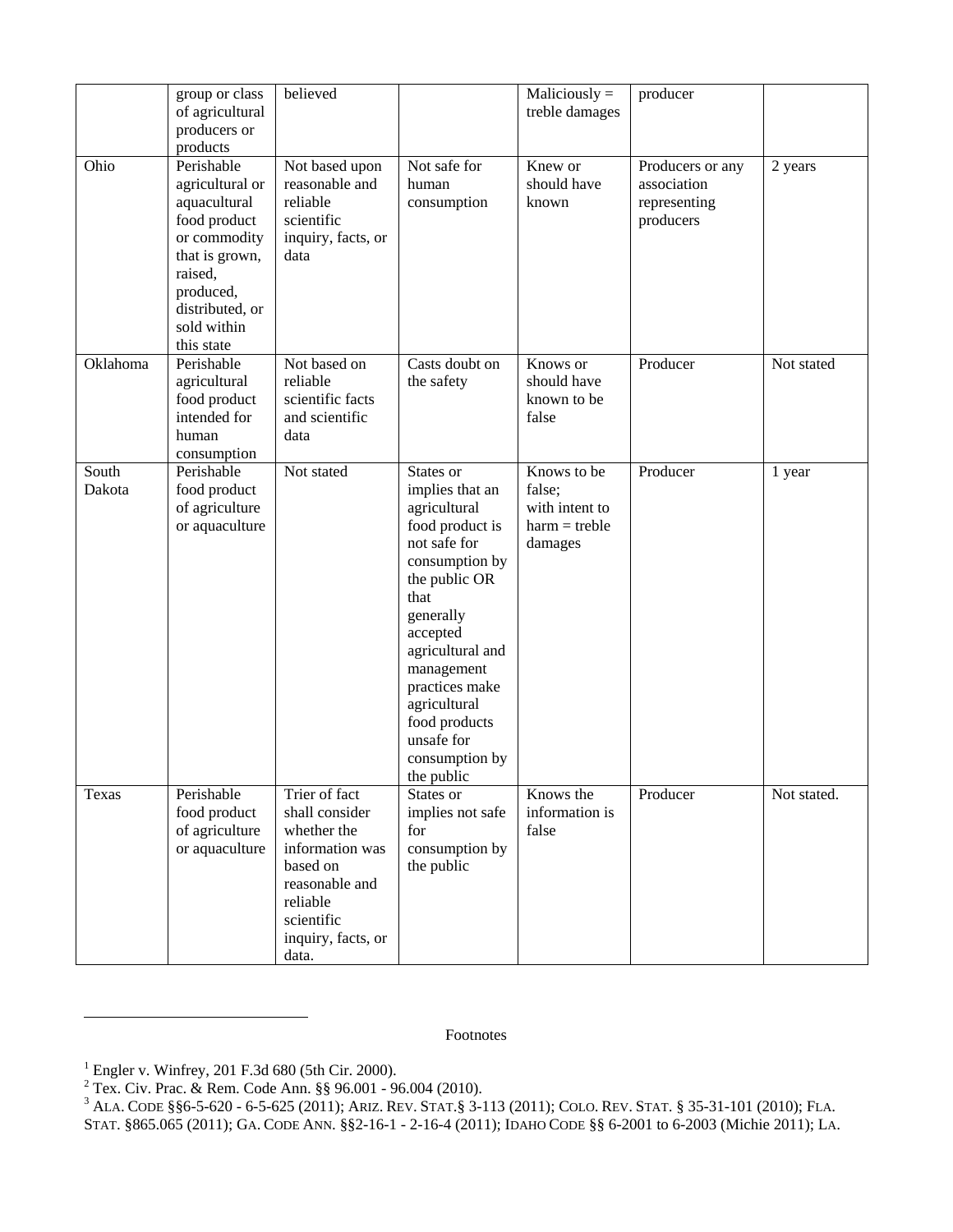|  | group or class of agricultural producers or products | believed |  | Maliciously = treble damages | producer |  |
|---|---|---|---|---|---|---|
| Ohio | Perishable agricultural or aquacultural food product or commodity that is grown, raised, produced, distributed, or sold within this state | Not based upon reasonable and reliable scientific inquiry, facts, or data | Not safe for human consumption | Knew or should have known | Producers or any association representing producers | 2 years |
| Oklahoma | Perishable agricultural food product intended for human consumption | Not based on reliable scientific facts and scientific data | Casts doubt on the safety | Knows or should have known to be false | Producer | Not stated |
| South Dakota | Perishable food product of agriculture or aquaculture | Not stated | States or implies that an agricultural food product is not safe for consumption by the public OR that generally accepted agricultural and management practices make agricultural food products unsafe for consumption by the public | Knows to be false; with intent to harm = treble damages | Producer | 1 year |
| Texas | Perishable food product of agriculture or aquaculture | Trier of fact shall consider whether the information was based on reasonable and reliable scientific inquiry, facts, or data. | States or implies not safe for consumption by the public | Knows the information is false | Producer | Not stated. |

Footnotes

[1] Engler v. Winfrey, 201 F.3d 680 (5th Cir. 2000).
[2] Tex. Civ. Prac. & Rem. Code Ann. §§ 96.001 - 96.004 (2010).
[3] ALA. CODE §§6-5-620 - 6-5-625 (2011); ARIZ. REV. STAT.§ 3-113 (2011); COLO. REV. STAT. § 35-31-101 (2010); FLA. STAT. §865.065 (2011); GA. CODE ANN. §§2-16-1 - 2-16-4 (2011); IDAHO CODE §§ 6-2001 to 6-2003 (Michie 2011); LA.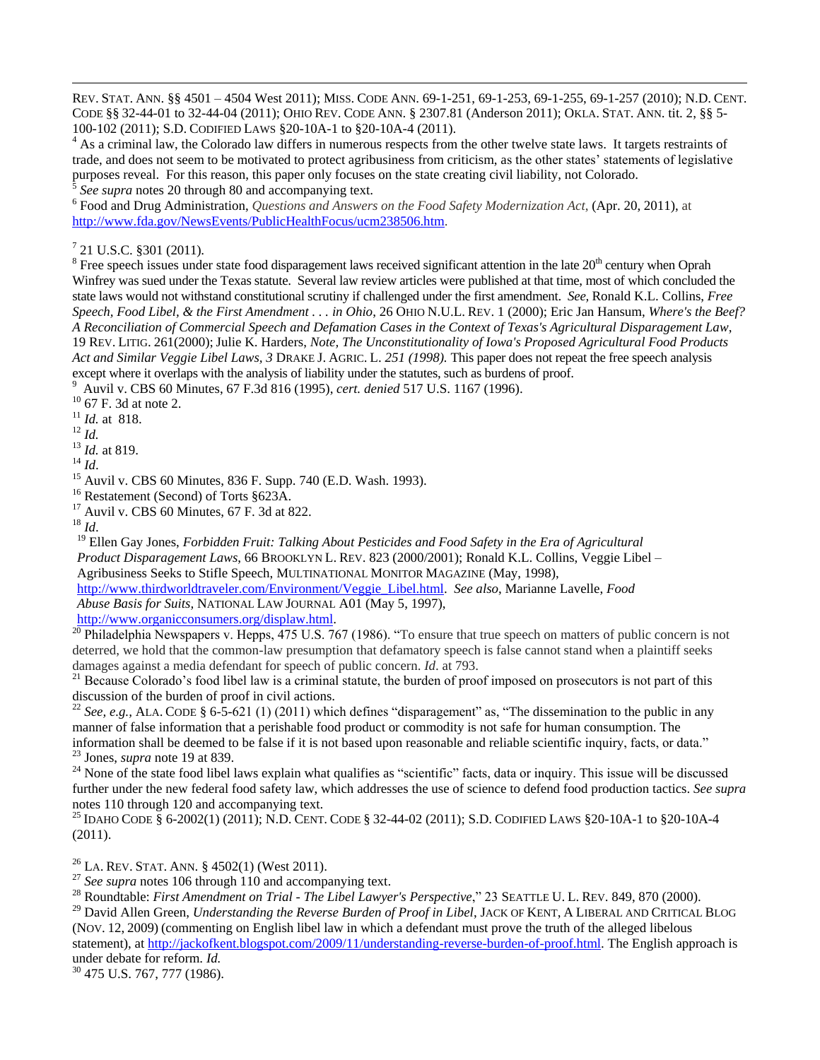REV. STAT. ANN. §§ 4501 – 4504 West 2011); MISS. CODE ANN. 69-1-251, 69-1-253, 69-1-255, 69-1-257 (2010); N.D. CENT. CODE §§ 32-44-01 to 32-44-04 (2011); OHIO REV. CODE ANN. § 2307.81 (Anderson 2011); OKLA. STAT. ANN. tit. 2, §§ 5-100-102 (2011); S.D. CODIFIED LAWS §20-10A-1 to §20-10A-4 (2011).

[4] As a criminal law, the Colorado law differs in numerous respects from the other twelve state laws. It targets restraints of trade, and does not seem to be motivated to protect agribusiness from criticism, as the other states' statements of legislative purposes reveal. For this reason, this paper only focuses on the state creating civil liability, not Colorado.

[5] *See supra* notes 20 through 80 and accompanying text.

[6] Food and Drug Administration, *Questions and Answers on the Food Safety Modernization Act*, (Apr. 20, 2011), at http://www.fda.gov/NewsEvents/PublicHealthFocus/ucm238506.htm.

[7] 21 U.S.C. §301 (2011).

[8] Free speech issues under state food disparagement laws received significant attention in the late 20th century when Oprah Winfrey was sued under the Texas statute. Several law review articles were published at that time, most of which concluded the state laws would not withstand constitutional scrutiny if challenged under the first amendment. *See,* Ronald K.L. Collins, *Free Speech, Food Libel, & the First Amendment . . . in Ohio*, 26 OHIO N.U.L. REV. 1 (2000); Eric Jan Hansum, *Where's the Beef? A Reconciliation of Commercial Speech and Defamation Cases in the Context of Texas's Agricultural Disparagement Law*, 19 REV. LITIG. 261(2000); Julie K. Harders, *Note, The Unconstitutionality of Iowa's Proposed Agricultural Food Products Act and Similar Veggie Libel Laws, 3* DRAKE J. AGRIC. L. *251 (1998).* This paper does not repeat the free speech analysis except where it overlaps with the analysis of liability under the statutes, such as burdens of proof.

[9] Auvil v. CBS 60 Minutes, 67 F.3d 816 (1995), *cert. denied* 517 U.S. 1167 (1996).

[10] 67 F. 3d at note 2.

[11] *Id.* at 818.

[12] *Id.*

[13] *Id.* at 819.

[14] *Id*.

[15] Auvil v. CBS 60 Minutes, 836 F. Supp. 740 (E.D. Wash. 1993).

[16] Restatement (Second) of Torts §623A.

[17] Auvil v. CBS 60 Minutes, 67 F. 3d at 822.

[18] *Id*.

[19] Ellen Gay Jones, *Forbidden Fruit: Talking About Pesticides and Food Safety in the Era of Agricultural Product Disparagement Laws*, 66 BROOKLYN L. REV. 823 (2000/2001); Ronald K.L. Collins, Veggie Libel – Agribusiness Seeks to Stifle Speech, MULTINATIONAL MONITOR MAGAZINE (May, 1998), http://www.thirdworldtraveler.com/Environment/Veggie_Libel.html. *See also,* Marianne Lavelle, *Food Abuse Basis for Suits,* NATIONAL LAW JOURNAL A01 (May 5, 1997), http://www.organicconsumers.org/displaw.html.

[20] Philadelphia Newspapers v. Hepps, 475 U.S. 767 (1986). "To ensure that true speech on matters of public concern is not deterred, we hold that the common-law presumption that defamatory speech is false cannot stand when a plaintiff seeks damages against a media defendant for speech of public concern. *Id*. at 793.

[21] Because Colorado's food libel law is a criminal statute, the burden of proof imposed on prosecutors is not part of this discussion of the burden of proof in civil actions.

[22] *See, e.g.,* ALA. CODE § 6-5-621 (1) (2011) which defines "disparagement" as, "The dissemination to the public in any manner of false information that a perishable food product or commodity is not safe for human consumption. The information shall be deemed to be false if it is not based upon reasonable and reliable scientific inquiry, facts, or data."

[23] Jones, *supra* note 19 at 839.

[24] None of the state food libel laws explain what qualifies as "scientific" facts, data or inquiry. This issue will be discussed further under the new federal food safety law, which addresses the use of science to defend food production tactics. *See supra* notes 110 through 120 and accompanying text.

[25] IDAHO CODE § 6-2002(1) (2011); N.D. CENT. CODE § 32-44-02 (2011); S.D. CODIFIED LAWS §20-10A-1 to §20-10A-4 (2011).

[26] LA. REV. STAT. ANN. § 4502(1) (West 2011).

[27] *See supra* notes 106 through 110 and accompanying text.

[28] Roundtable: *First Amendment on Trial - The Libel Lawyer's Perspective*," 23 SEATTLE U. L. REV. 849, 870 (2000).

[29] David Allen Green, *Understanding the Reverse Burden of Proof in Libel*, JACK OF KENT, A LIBERAL AND CRITICAL BLOG (NOV. 12, 2009) (commenting on English libel law in which a defendant must prove the truth of the alleged libelous statement), at http://jackofkent.blogspot.com/2009/11/understanding-reverse-burden-of-proof.html. The English approach is under debate for reform. *Id.*

[30] 475 U.S. 767, 777 (1986).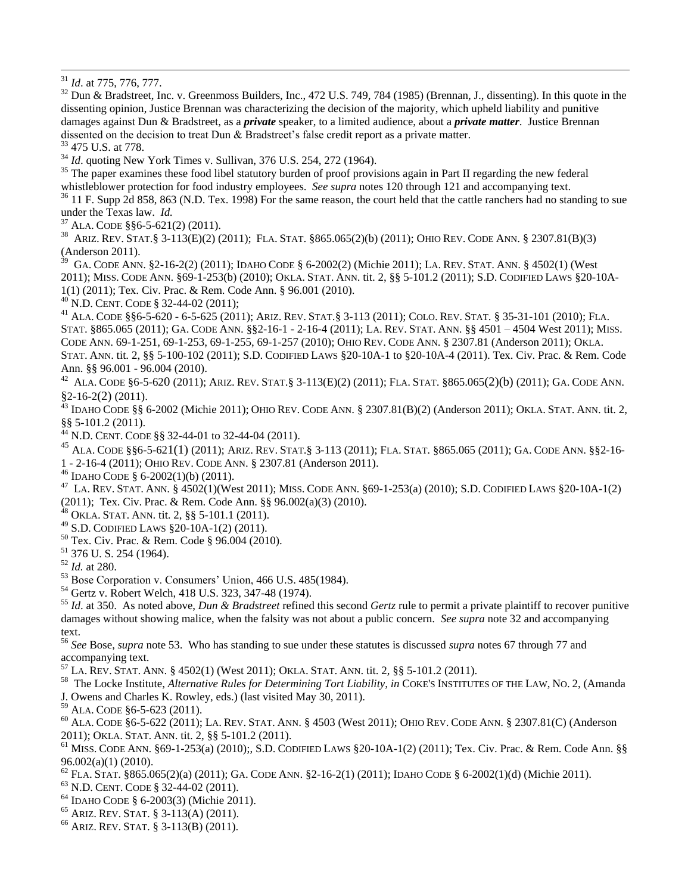[31] *Id*. at 775, 776, 777.

[32] Dun & Bradstreet, Inc. v. Greenmoss Builders, Inc., 472 U.S. 749, 784 (1985) (Brennan, J., dissenting). In this quote in the dissenting opinion, Justice Brennan was characterizing the decision of the majority, which upheld liability and punitive damages against Dun & Bradstreet, as a ***private*** speaker, to a limited audience, about a ***private matter***. Justice Brennan dissented on the decision to treat Dun & Bradstreet's false credit report as a private matter.

[33] 475 U.S. at 778.

[34] *Id*. quoting New York Times v. Sullivan, 376 U.S. 254, 272 (1964).

[35] The paper examines these food libel statutory burden of proof provisions again in Part II regarding the new federal whistleblower protection for food industry employees. *See supra* notes 120 through 121 and accompanying text.

[36] 11 F. Supp 2d 858, 863 (N.D. Tex. 1998) For the same reason, the court held that the cattle ranchers had no standing to sue under the Texas law. *Id.*

[37] ALA. CODE §§6-5-621(2) (2011).

[38] ARIZ. REV. STAT.§ 3-113(E)(2) (2011); FLA. STAT. §865.065(2)(b) (2011); OHIO REV. CODE ANN. § 2307.81(B)(3) (Anderson 2011).

[39] GA. CODE ANN. §2-16-2(2) (2011); IDAHO CODE § 6-2002(2) (Michie 2011); LA. REV. STAT. ANN. § 4502(1) (West 2011); MISS. CODE ANN. §69-1-253(b) (2010); OKLA. STAT. ANN. tit. 2, §§ 5-101.2 (2011); S.D. CODIFIED LAWS §20-10A-1(1) (2011); Tex. Civ. Prac. & Rem. Code Ann. § 96.001 (2010).

[40] N.D. CENT. CODE § 32-44-02 (2011);

[41] ALA. CODE §§6-5-620 - 6-5-625 (2011); ARIZ. REV. STAT.§ 3-113 (2011); COLO. REV. STAT. § 35-31-101 (2010); FLA. STAT. §865.065 (2011); GA. CODE ANN. §§2-16-1 - 2-16-4 (2011); LA. REV. STAT. ANN. §§ 4501 – 4504 West 2011); MISS. CODE ANN. 69-1-251, 69-1-253, 69-1-255, 69-1-257 (2010); OHIO REV. CODE ANN. § 2307.81 (Anderson 2011); OKLA. STAT. ANN. tit. 2, §§ 5-100-102 (2011); S.D. CODIFIED LAWS §20-10A-1 to §20-10A-4 (2011). Tex. Civ. Prac. & Rem. Code Ann. §§ 96.001 - 96.004 (2010).

[42] ALA. CODE §6-5-620 (2011); ARIZ. REV. STAT.§ 3-113(E)(2) (2011); FLA. STAT. §865.065(2)(b) (2011); GA. CODE ANN. §2-16-2(2) (2011).

[43] IDAHO CODE §§ 6-2002 (Michie 2011); OHIO REV. CODE ANN. § 2307.81(B)(2) (Anderson 2011); OKLA. STAT. ANN. tit. 2, §§ 5-101.2 (2011).

[44] N.D. CENT. CODE §§ 32-44-01 to 32-44-04 (2011).

[45] ALA. CODE §§6-5-621(1) (2011); ARIZ. REV. STAT.§ 3-113 (2011); FLA. STAT. §865.065 (2011); GA. CODE ANN. §§2-16-1 - 2-16-4 (2011); OHIO REV. CODE ANN. § 2307.81 (Anderson 2011).

[46] IDAHO CODE § 6-2002(1)(b) (2011).

[47] LA. REV. STAT. ANN. § 4502(1)(West 2011); MISS. CODE ANN. §69-1-253(a) (2010); S.D. CODIFIED LAWS §20-10A-1(2) (2011); Tex. Civ. Prac. & Rem. Code Ann. §§ 96.002(a)(3) (2010).

[48] OKLA. STAT. ANN. tit. 2, §§ 5-101.1 (2011).

[49] S.D. CODIFIED LAWS §20-10A-1(2) (2011).

[50] Tex. Civ. Prac. & Rem. Code § 96.004 (2010).

[51] 376 U. S. 254 (1964).

[52] *Id.* at 280.

[53] Bose Corporation v. Consumers' Union, 466 U.S. 485(1984).

[54] Gertz v. Robert Welch, 418 U.S. 323, 347-48 (1974).

[55] *Id*. at 350. As noted above, *Dun & Bradstreet* refined this second *Gertz* rule to permit a private plaintiff to recover punitive damages without showing malice, when the falsity was not about a public concern. *See supra* note 32 and accompanying text.

[56] *See* Bose, *supra* note 53. Who has standing to sue under these statutes is discussed *supra* notes 67 through 77 and accompanying text.

[57] LA. REV. STAT. ANN. § 4502(1) (West 2011); OKLA. STAT. ANN. tit. 2, §§ 5-101.2 (2011).

[58] The Locke Institute, *Alternative Rules for Determining Tort Liability, in* COKE'S INSTITUTES OF THE LAW, NO. 2, (Amanda J. Owens and Charles K. Rowley, eds.) (last visited May 30, 2011).

[59] ALA. CODE §6-5-623 (2011).

[60] ALA. CODE §6-5-622 (2011); LA. REV. STAT. ANN. § 4503 (West 2011); OHIO REV. CODE ANN. § 2307.81(C) (Anderson 2011); OKLA. STAT. ANN. tit. 2, §§ 5-101.2 (2011).

[61] MISS. CODE ANN. §69-1-253(a) (2010);, S.D. CODIFIED LAWS §20-10A-1(2) (2011); Tex. Civ. Prac. & Rem. Code Ann. §§ 96.002(a)(1) (2010).

[62] FLA. STAT. §865.065(2)(a) (2011); GA. CODE ANN. §2-16-2(1) (2011); IDAHO CODE § 6-2002(1)(d) (Michie 2011).

[63] N.D. CENT. CODE § 32-44-02 (2011).

[64] IDAHO CODE § 6-2003(3) (Michie 2011).

[65] ARIZ. REV. STAT. § 3-113(A) (2011).

[66] ARIZ. REV. STAT. § 3-113(B) (2011).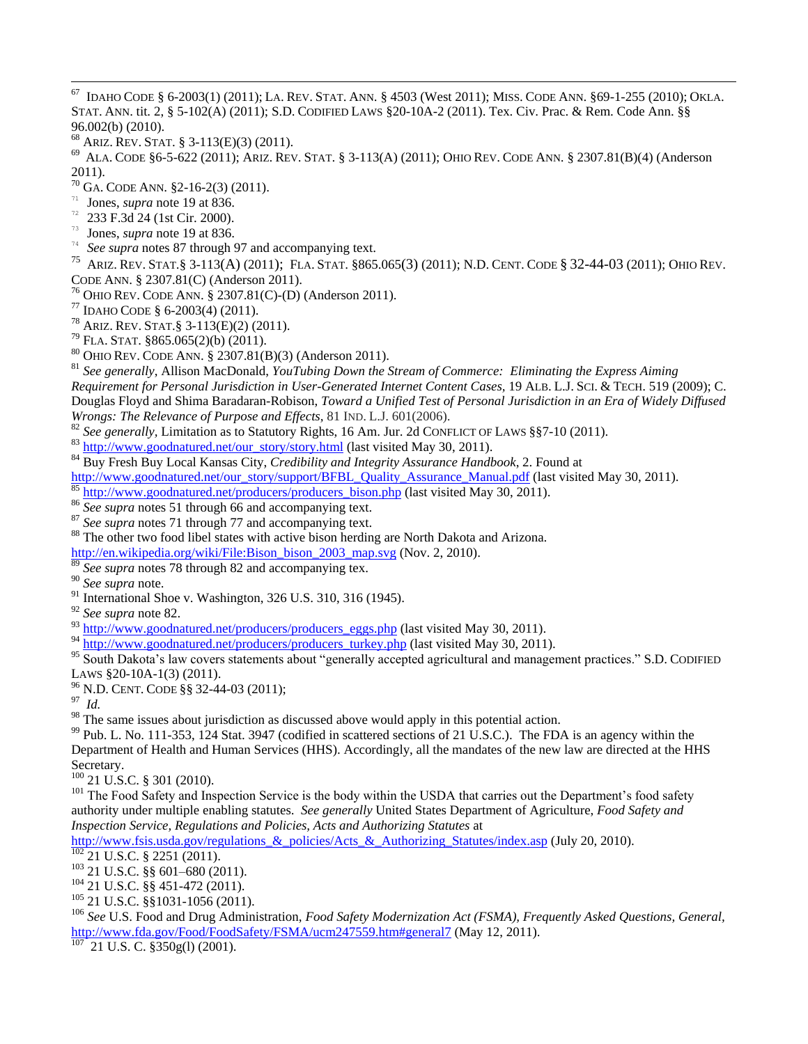[67] IDAHO CODE § 6-2003(1) (2011); LA. REV. STAT. ANN. § 4503 (West 2011); MISS. CODE ANN. §69-1-255 (2010); OKLA. STAT. ANN. tit. 2, § 5-102(A) (2011); S.D. CODIFIED LAWS §20-10A-2 (2011). Tex. Civ. Prac. & Rem. Code Ann. §§ 96.002(b) (2010).

[68] ARIZ. REV. STAT. § 3-113(E)(3) (2011).

[69] ALA. CODE §6-5-622 (2011); ARIZ. REV. STAT. § 3-113(A) (2011); OHIO REV. CODE ANN. § 2307.81(B)(4) (Anderson 2011).

[70] GA. CODE ANN. §2-16-2(3) (2011).

[71] Jones, *supra* note 19 at 836.

[72] 233 F.3d 24 (1st Cir. 2000).

[73] Jones, *supra* note 19 at 836.

[74] *See supra* notes 87 through 97 and accompanying text.

[75] ARIZ. REV. STAT.§ 3-113(A) (2011); FLA. STAT. §865.065(3) (2011); N.D. CENT. CODE § 32-44-03 (2011); OHIO REV. CODE ANN. § 2307.81(C) (Anderson 2011).

[76] OHIO REV. CODE ANN. § 2307.81(C)-(D) (Anderson 2011).

[77] IDAHO CODE § 6-2003(4) (2011).

[78] ARIZ. REV. STAT.§ 3-113(E)(2) (2011).

[79] FLA. STAT. §865.065(2)(b) (2011).

[80] OHIO REV. CODE ANN. § 2307.81(B)(3) (Anderson 2011).

[81] *See generally*, Allison MacDonald, *YouTubing Down the Stream of Commerce: Eliminating the Express Aiming Requirement for Personal Jurisdiction in User-Generated Internet Content Cases*, 19 ALB. L.J. SCI. & TECH. 519 (2009); C. Douglas Floyd and Shima Baradaran-Robison, *Toward a Unified Test of Personal Jurisdiction in an Era of Widely Diffused Wrongs: The Relevance of Purpose and Effects*, 81 IND. L.J. 601(2006).

[82] *See generally*, Limitation as to Statutory Rights, 16 Am. Jur. 2d CONFLICT OF LAWS §§7-10 (2011).

[83] http://www.goodnatured.net/our_story/story.html (last visited May 30, 2011).

[84] Buy Fresh Buy Local Kansas City, *Credibility and Integrity Assurance Handbook*, 2. Found at http://www.goodnatured.net/our_story/support/BFBL_Quality_Assurance_Manual.pdf (last visited May 30, 2011).

[85] http://www.goodnatured.net/producers/producers_bison.php (last visited May 30, 2011).

[86] *See supra* notes 51 through 66 and accompanying text.

[87] *See supra* notes 71 through 77 and accompanying text.

[88] The other two food libel states with active bison herding are North Dakota and Arizona. http://en.wikipedia.org/wiki/File:Bison_bison_2003_map.svg (Nov. 2, 2010).

[89] *See supra* notes 78 through 82 and accompanying tex.

[90] *See supra* note.

[91] International Shoe v. Washington, 326 U.S. 310, 316 (1945).

[92] *See supra* note 82.

[93] http://www.goodnatured.net/producers/producers_eggs.php (last visited May 30, 2011).

[94] http://www.goodnatured.net/producers/producers_turkey.php (last visited May 30, 2011).

[95] South Dakota's law covers statements about "generally accepted agricultural and management practices." S.D. CODIFIED LAWS §20-10A-1(3) (2011).

[96] N.D. CENT. CODE §§ 32-44-03 (2011);

[97] *Id.*

[98] The same issues about jurisdiction as discussed above would apply in this potential action.

[99] Pub. L. No. 111-353, 124 Stat. 3947 (codified in scattered sections of 21 U.S.C.). The FDA is an agency within the Department of Health and Human Services (HHS). Accordingly, all the mandates of the new law are directed at the HHS Secretary.

[100] 21 U.S.C. § 301 (2010).

[101] The Food Safety and Inspection Service is the body within the USDA that carries out the Department's food safety authority under multiple enabling statutes. *See generally* United States Department of Agriculture, *Food Safety and Inspection Service, Regulations and Policies, Acts and Authorizing Statutes* at http://www.fsis.usda.gov/regulations_&_policies/Acts_&_Authorizing_Statutes/index.asp (July 20, 2010).

[102] 21 U.S.C. § 2251 (2011).

[103] 21 U.S.C. §§ 601–680 (2011).

[104] 21 U.S.C. §§ 451-472 (2011).

[105] 21 U.S.C. §§1031-1056 (2011).

[106] *See* U.S. Food and Drug Administration, *Food Safety Modernization Act (FSMA), Frequently Asked Questions, General*, http://www.fda.gov/Food/FoodSafety/FSMA/ucm247559.htm#general7 (May 12, 2011).

[107] 21 U.S. C. §350g(l) (2001).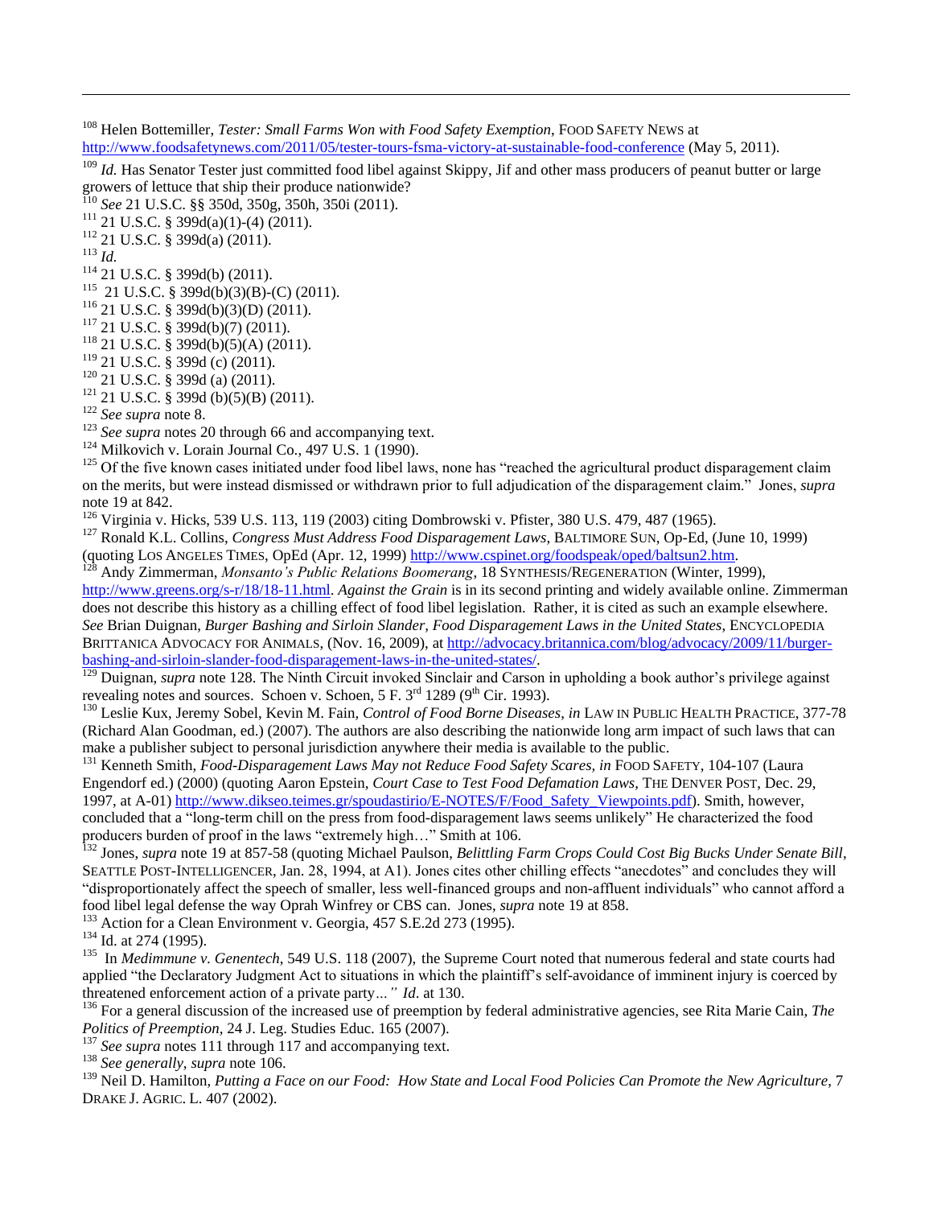[108] Helen Bottemiller, *Tester: Small Farms Won with Food Safety Exemption*, FOOD SAFETY NEWS at http://www.foodsafetynews.com/2011/05/tester-tours-fsma-victory-at-sustainable-food-conference (May 5, 2011).

[109] *Id.* Has Senator Tester just committed food libel against Skippy, Jif and other mass producers of peanut butter or large growers of lettuce that ship their produce nationwide?

[110] *See* 21 U.S.C. §§ 350d, 350g, 350h, 350i (2011).

[111] 21 U.S.C. § 399d(a)(1)-(4) (2011).

[112] 21 U.S.C. § 399d(a) (2011).

[113] *Id.*

[114] 21 U.S.C. § 399d(b) (2011).

[115] 21 U.S.C. § 399d(b)(3)(B)-(C) (2011).

[116] 21 U.S.C. § 399d(b)(3)(D) (2011).

[117] 21 U.S.C. § 399d(b)(7) (2011).

[118] 21 U.S.C. § 399d(b)(5)(A) (2011).

[119] 21 U.S.C. § 399d (c) (2011).

[120] 21 U.S.C. § 399d (a) (2011).

[121] 21 U.S.C. § 399d (b)(5)(B) (2011).

[122] *See supra* note 8.

[123] *See supra* notes 20 through 66 and accompanying text.

[124] Milkovich v. Lorain Journal Co., 497 U.S. 1 (1990).

[125] Of the five known cases initiated under food libel laws, none has "reached the agricultural product disparagement claim on the merits, but were instead dismissed or withdrawn prior to full adjudication of the disparagement claim." Jones, *supra* note 19 at 842.

[126] Virginia v. Hicks, 539 U.S. 113, 119 (2003) citing Dombrowski v. Pfister, 380 U.S. 479, 487 (1965).

[127] Ronald K.L. Collins, *Congress Must Address Food Disparagement Laws*, BALTIMORE SUN, Op-Ed, (June 10, 1999) (quoting LOS ANGELES TIMES, OpEd (Apr. 12, 1999) http://www.cspinet.org/foodspeak/oped/baltsun2.htm.

[128] Andy Zimmerman, *Monsanto's Public Relations Boomerang*, 18 SYNTHESIS/REGENERATION (Winter, 1999), http://www.greens.org/s-r/18/18-11.html. *Against the Grain* is in its second printing and widely available online. Zimmerman does not describe this history as a chilling effect of food libel legislation. Rather, it is cited as such an example elsewhere. *See* Brian Duignan, *Burger Bashing and Sirloin Slander, Food Disparagement Laws in the United States*, ENCYCLOPEDIA BRITTANICA ADVOCACY FOR ANIMALS, (Nov. 16, 2009), at http://advocacy.britannica.com/blog/advocacy/2009/11/burger-bashing-and-sirloin-slander-food-disparagement-laws-in-the-united-states/.

[129] Duignan, *supra* note 128. The Ninth Circuit invoked Sinclair and Carson in upholding a book author's privilege against revealing notes and sources. Schoen v. Schoen, 5 F. 3rd 1289 (9th Cir. 1993).

[130] Leslie Kux, Jeremy Sobel, Kevin M. Fain, *Control of Food Borne Diseases*, *in* LAW IN PUBLIC HEALTH PRACTICE, 377-78 (Richard Alan Goodman, ed.) (2007). The authors are also describing the nationwide long arm impact of such laws that can make a publisher subject to personal jurisdiction anywhere their media is available to the public.

[131] Kenneth Smith, *Food-Disparagement Laws May not Reduce Food Safety Scares*, *in* FOOD SAFETY, 104-107 (Laura Engendorf ed.) (2000) (quoting Aaron Epstein, *Court Case to Test Food Defamation Laws*, THE DENVER POST, Dec. 29, 1997, at A-01) http://www.dikseo.teimes.gr/spoudastirio/E-NOTES/F/Food_Safety_Viewpoints.pdf). Smith, however, concluded that a "long-term chill on the press from food-disparagement laws seems unlikely" He characterized the food producers burden of proof in the laws "extremely high…" Smith at 106.

[132] Jones, *supra* note 19 at 857-58 (quoting Michael Paulson, *Belittling Farm Crops Could Cost Big Bucks Under Senate Bill*, SEATTLE POST-INTELLIGENCER, Jan. 28, 1994, at A1). Jones cites other chilling effects "anecdotes" and concludes they will "disproportionately affect the speech of smaller, less well-financed groups and non-affluent individuals" who cannot afford a food libel legal defense the way Oprah Winfrey or CBS can. Jones, *supra* note 19 at 858.

[133] Action for a Clean Environment v. Georgia, 457 S.E.2d 273 (1995).

[134] Id. at 274 (1995).

[135] In *Medimmune v. Genentech*, 549 U.S. 118 (2007), the Supreme Court noted that numerous federal and state courts had applied "the Declaratory Judgment Act to situations in which the plaintiff's self-avoidance of imminent injury is coerced by threatened enforcement action of a private party*…" Id*. at 130.

[136] For a general discussion of the increased use of preemption by federal administrative agencies, see Rita Marie Cain, *The Politics of Preemption*, 24 J. Leg. Studies Educ. 165 (2007).

[137] *See supra* notes 111 through 117 and accompanying text.

[138] *See generally*, *supra* note 106.

[139] Neil D. Hamilton, *Putting a Face on our Food: How State and Local Food Policies Can Promote the New Agriculture*, 7 DRAKE J. AGRIC. L. 407 (2002).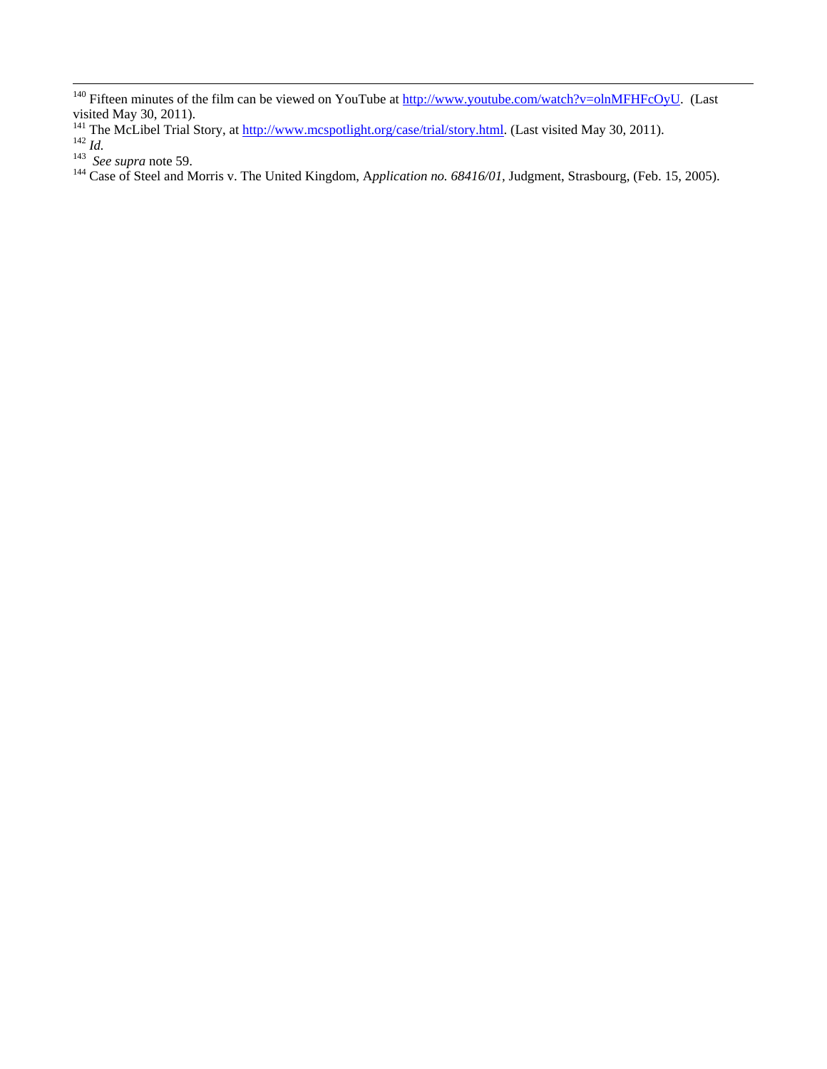[140] Fifteen minutes of the film can be viewed on YouTube at http://www.youtube.com/watch?v=olnMFHFcOyU. (Last visited May 30, 2011).

[141] The McLibel Trial Story, at http://www.mcspotlight.org/case/trial/story.html. (Last visited May 30, 2011).

[142] *Id.*

[143] *See supra* note 59.

[144] Case of Steel and Morris v. The United Kingdom, A*pplication no. 68416/01,* Judgment, Strasbourg, (Feb. 15, 2005).